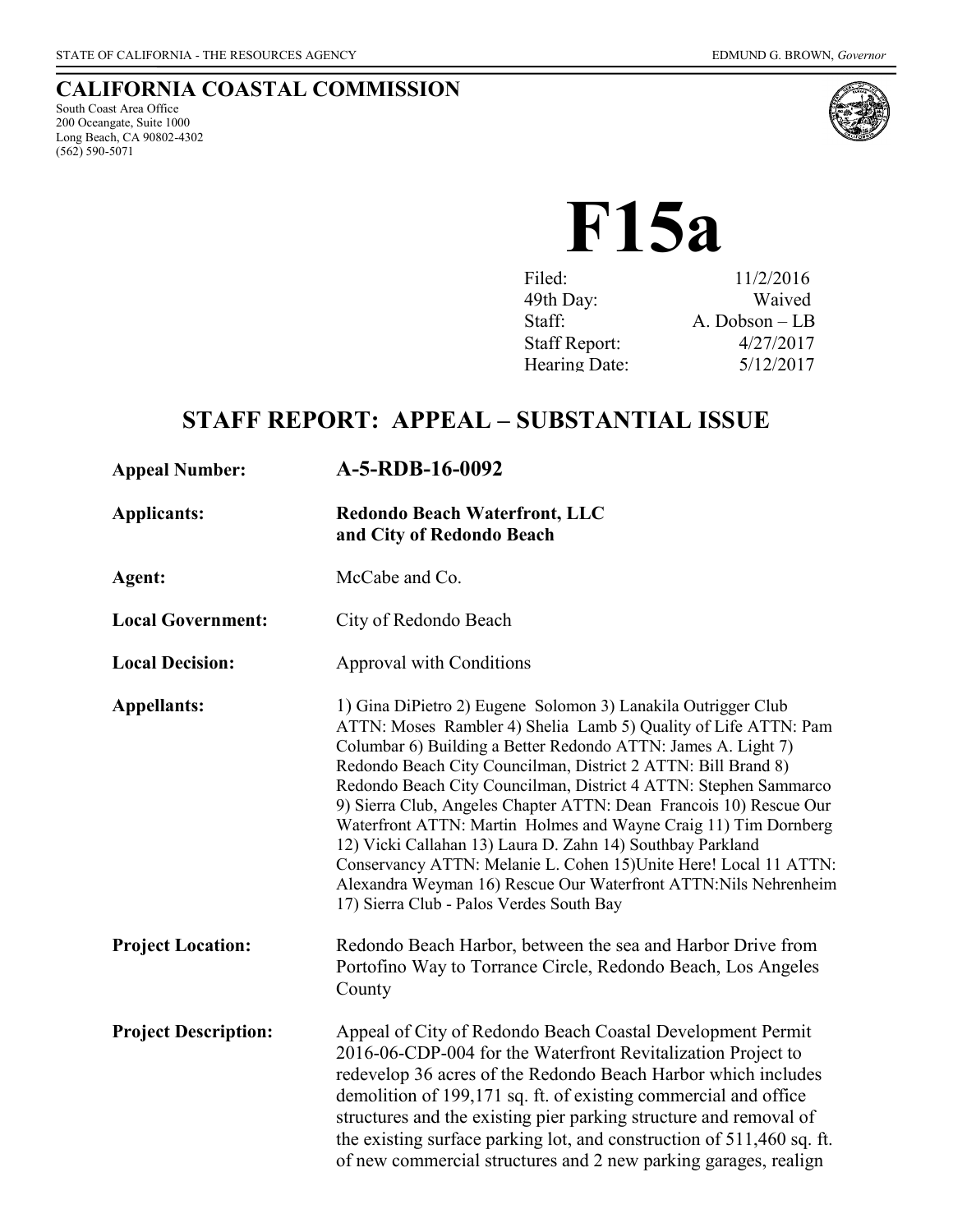STATE OF CALIFORNIA - THE RESOURCES AGENCY

EDMUND G. BROWN, *Governor*

## CALIFORNIA COASTAL COMMISSION

South Coast Area Office
200 Oceangate, Suite 1000
Long Beach, CA 90802-4302
(562) 590-5071

# F15a

| | |
|---|---|
| Filed: | 11/2/2016 |
| 49th Day: | Waived |
| Staff: | A. Dobson – LB |
| Staff Report: | 4/27/2017 |
| Hearing Date: | 5/12/2017 |

## STAFF REPORT: APPEAL – SUBSTANTIAL ISSUE

| | |
|---|---|
| **Appeal Number:** | **A-5-RDB-16-0092** |
| **Applicants:** | **Redondo Beach Waterfront, LLC and City of Redondo Beach** |
| **Agent:** | McCabe and Co. |
| **Local Government:** | City of Redondo Beach |
| **Local Decision:** | Approval with Conditions |
| **Appellants:** | 1) Gina DiPietro 2) Eugene Solomon 3) Lanakila Outrigger Club ATTN: Moses Rambler 4) Shelia Lamb 5) Quality of Life ATTN: Pam Columbar 6) Building a Better Redondo ATTN: James A. Light 7) Redondo Beach City Councilman, District 2 ATTN: Bill Brand 8) Redondo Beach City Councilman, District 4 ATTN: Stephen Sammarco 9) Sierra Club, Angeles Chapter ATTN: Dean Francois 10) Rescue Our Waterfront ATTN: Martin Holmes and Wayne Craig 11) Tim Dornberg 12) Vicki Callahan 13) Laura D. Zahn 14) Southbay Parkland Conservancy ATTN: Melanie L. Cohen 15)Unite Here! Local 11 ATTN: Alexandra Weyman 16) Rescue Our Waterfront ATTN:Nils Nehrenheim 17) Sierra Club - Palos Verdes South Bay |
| **Project Location:** | Redondo Beach Harbor, between the sea and Harbor Drive from Portofino Way to Torrance Circle, Redondo Beach, Los Angeles County |
| **Project Description:** | Appeal of City of Redondo Beach Coastal Development Permit 2016-06-CDP-004 for the Waterfront Revitalization Project to redevelop 36 acres of the Redondo Beach Harbor which includes demolition of 199,171 sq. ft. of existing commercial and office structures and the existing pier parking structure and removal of the existing surface parking lot, and construction of 511,460 sq. ft. of new commercial structures and 2 new parking garages, realign |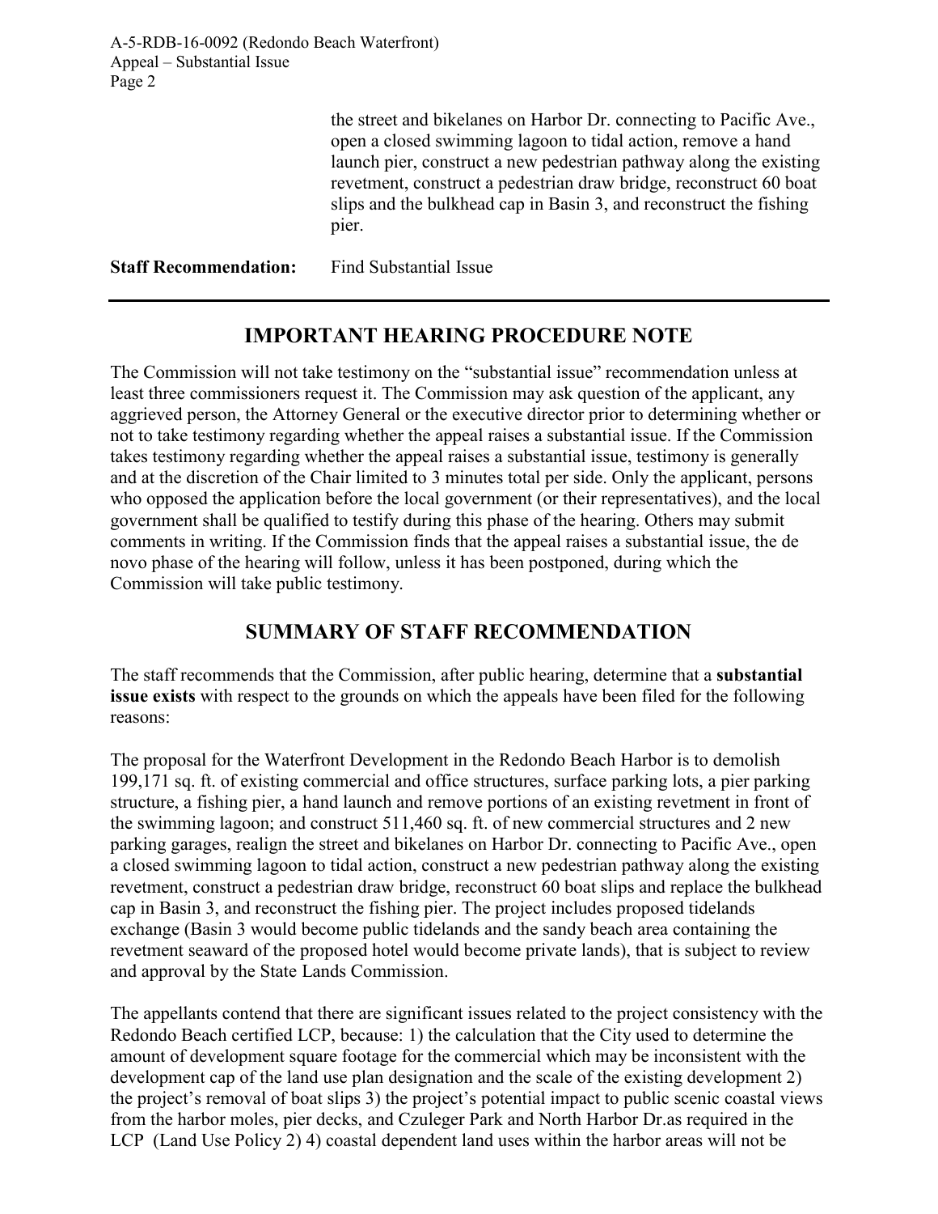the street and bikelanes on Harbor Dr. connecting to Pacific Ave., open a closed swimming lagoon to tidal action, remove a hand launch pier, construct a new pedestrian pathway along the existing revetment, construct a pedestrian draw bridge, reconstruct 60 boat slips and the bulkhead cap in Basin 3, and reconstruct the fishing pier.

**Staff Recommendation:** Find Substantial Issue

---

## IMPORTANT HEARING PROCEDURE NOTE

The Commission will not take testimony on the "substantial issue" recommendation unless at least three commissioners request it. The Commission may ask question of the applicant, any aggrieved person, the Attorney General or the executive director prior to determining whether or not to take testimony regarding whether the appeal raises a substantial issue. If the Commission takes testimony regarding whether the appeal raises a substantial issue, testimony is generally and at the discretion of the Chair limited to 3 minutes total per side. Only the applicant, persons who opposed the application before the local government (or their representatives), and the local government shall be qualified to testify during this phase of the hearing. Others may submit comments in writing. If the Commission finds that the appeal raises a substantial issue, the de novo phase of the hearing will follow, unless it has been postponed, during which the Commission will take public testimony.

## SUMMARY OF STAFF RECOMMENDATION

The staff recommends that the Commission, after public hearing, determine that a **substantial issue exists** with respect to the grounds on which the appeals have been filed for the following reasons:

The proposal for the Waterfront Development in the Redondo Beach Harbor is to demolish 199,171 sq. ft. of existing commercial and office structures, surface parking lots, a pier parking structure, a fishing pier, a hand launch and remove portions of an existing revetment in front of the swimming lagoon; and construct 511,460 sq. ft. of new commercial structures and 2 new parking garages, realign the street and bikelanes on Harbor Dr. connecting to Pacific Ave., open a closed swimming lagoon to tidal action, construct a new pedestrian pathway along the existing revetment, construct a pedestrian draw bridge, reconstruct 60 boat slips and replace the bulkhead cap in Basin 3, and reconstruct the fishing pier. The project includes proposed tidelands exchange (Basin 3 would become public tidelands and the sandy beach area containing the revetment seaward of the proposed hotel would become private lands), that is subject to review and approval by the State Lands Commission.

The appellants contend that there are significant issues related to the project consistency with the Redondo Beach certified LCP, because: 1) the calculation that the City used to determine the amount of development square footage for the commercial which may be inconsistent with the development cap of the land use plan designation and the scale of the existing development 2) the project's removal of boat slips 3) the project's potential impact to public scenic coastal views from the harbor moles, pier decks, and Czuleger Park and North Harbor Dr.as required in the LCP (Land Use Policy 2) 4) coastal dependent land uses within the harbor areas will not be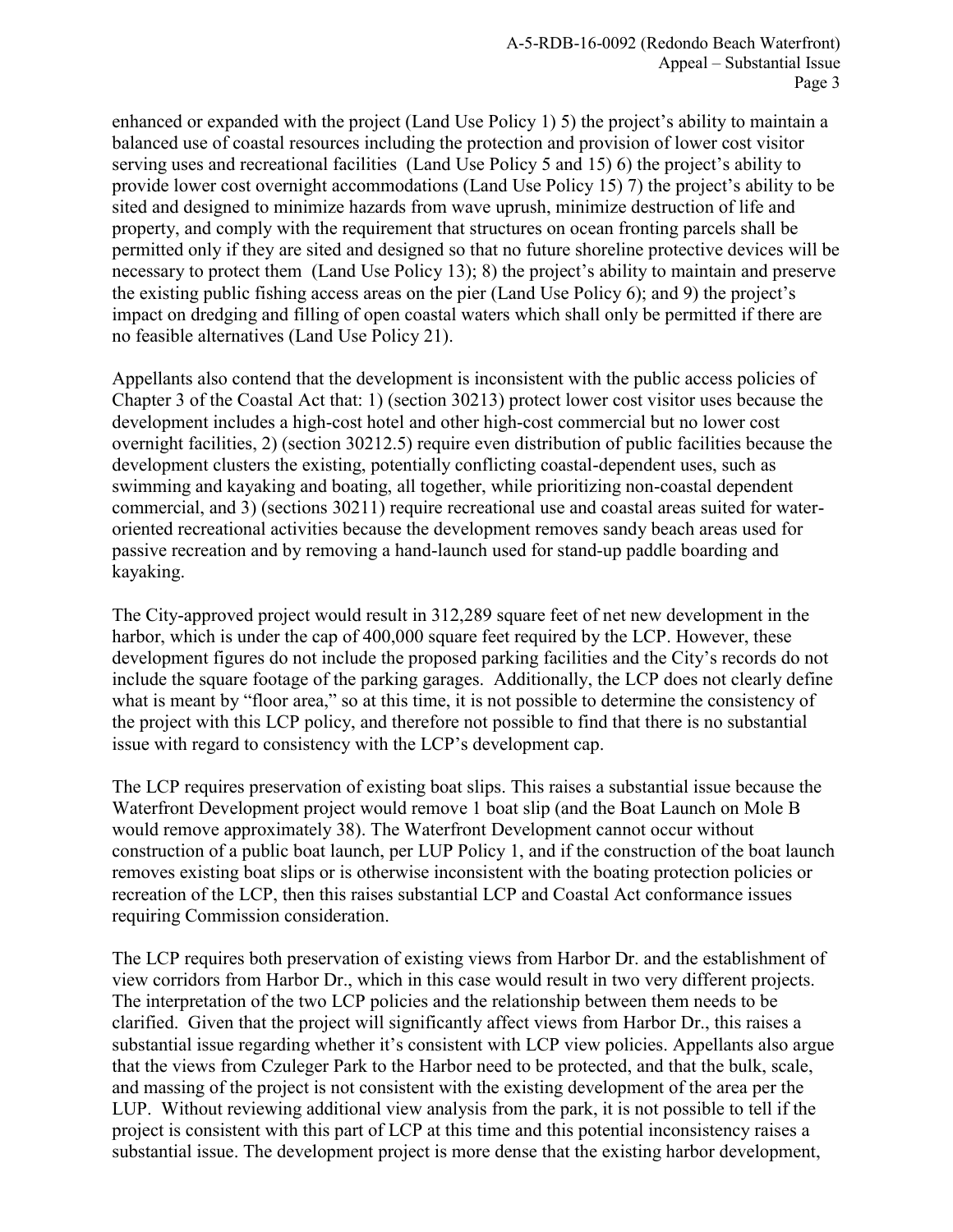enhanced or expanded with the project (Land Use Policy 1) 5) the project's ability to maintain a balanced use of coastal resources including the protection and provision of lower cost visitor serving uses and recreational facilities (Land Use Policy 5 and 15) 6) the project's ability to provide lower cost overnight accommodations (Land Use Policy 15) 7) the project's ability to be sited and designed to minimize hazards from wave uprush, minimize destruction of life and property, and comply with the requirement that structures on ocean fronting parcels shall be permitted only if they are sited and designed so that no future shoreline protective devices will be necessary to protect them (Land Use Policy 13); 8) the project's ability to maintain and preserve the existing public fishing access areas on the pier (Land Use Policy 6); and 9) the project's impact on dredging and filling of open coastal waters which shall only be permitted if there are no feasible alternatives (Land Use Policy 21).

Appellants also contend that the development is inconsistent with the public access policies of Chapter 3 of the Coastal Act that: 1) (section 30213) protect lower cost visitor uses because the development includes a high-cost hotel and other high-cost commercial but no lower cost overnight facilities, 2) (section 30212.5) require even distribution of public facilities because the development clusters the existing, potentially conflicting coastal-dependent uses, such as swimming and kayaking and boating, all together, while prioritizing non-coastal dependent commercial, and 3) (sections 30211) require recreational use and coastal areas suited for water-oriented recreational activities because the development removes sandy beach areas used for passive recreation and by removing a hand-launch used for stand-up paddle boarding and kayaking.

The City-approved project would result in 312,289 square feet of net new development in the harbor, which is under the cap of 400,000 square feet required by the LCP. However, these development figures do not include the proposed parking facilities and the City's records do not include the square footage of the parking garages. Additionally, the LCP does not clearly define what is meant by "floor area," so at this time, it is not possible to determine the consistency of the project with this LCP policy, and therefore not possible to find that there is no substantial issue with regard to consistency with the LCP's development cap.

The LCP requires preservation of existing boat slips. This raises a substantial issue because the Waterfront Development project would remove 1 boat slip (and the Boat Launch on Mole B would remove approximately 38). The Waterfront Development cannot occur without construction of a public boat launch, per LUP Policy 1, and if the construction of the boat launch removes existing boat slips or is otherwise inconsistent with the boating protection policies or recreation of the LCP, then this raises substantial LCP and Coastal Act conformance issues requiring Commission consideration.

The LCP requires both preservation of existing views from Harbor Dr. and the establishment of view corridors from Harbor Dr., which in this case would result in two very different projects. The interpretation of the two LCP policies and the relationship between them needs to be clarified. Given that the project will significantly affect views from Harbor Dr., this raises a substantial issue regarding whether it's consistent with LCP view policies. Appellants also argue that the views from Czuleger Park to the Harbor need to be protected, and that the bulk, scale, and massing of the project is not consistent with the existing development of the area per the LUP. Without reviewing additional view analysis from the park, it is not possible to tell if the project is consistent with this part of LCP at this time and this potential inconsistency raises a substantial issue. The development project is more dense that the existing harbor development,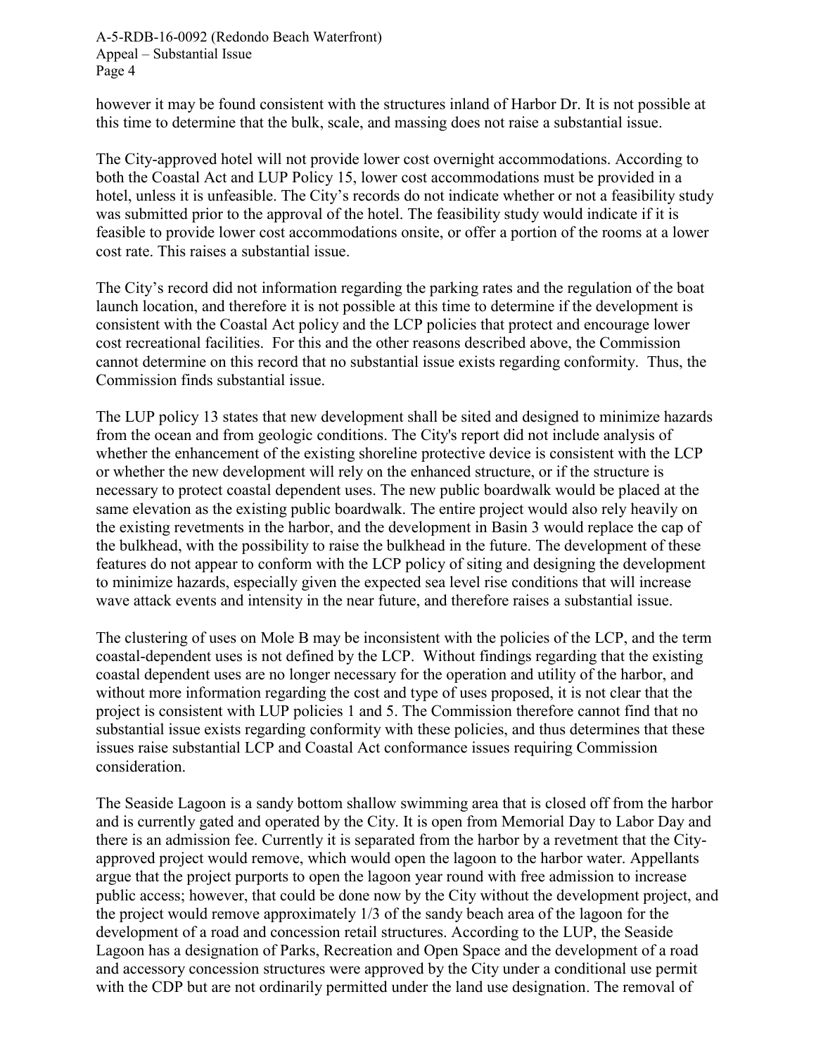however it may be found consistent with the structures inland of Harbor Dr. It is not possible at this time to determine that the bulk, scale, and massing does not raise a substantial issue.

The City-approved hotel will not provide lower cost overnight accommodations. According to both the Coastal Act and LUP Policy 15, lower cost accommodations must be provided in a hotel, unless it is unfeasible. The City's records do not indicate whether or not a feasibility study was submitted prior to the approval of the hotel. The feasibility study would indicate if it is feasible to provide lower cost accommodations onsite, or offer a portion of the rooms at a lower cost rate. This raises a substantial issue.

The City's record did not information regarding the parking rates and the regulation of the boat launch location, and therefore it is not possible at this time to determine if the development is consistent with the Coastal Act policy and the LCP policies that protect and encourage lower cost recreational facilities. For this and the other reasons described above, the Commission cannot determine on this record that no substantial issue exists regarding conformity. Thus, the Commission finds substantial issue.

The LUP policy 13 states that new development shall be sited and designed to minimize hazards from the ocean and from geologic conditions. The City's report did not include analysis of whether the enhancement of the existing shoreline protective device is consistent with the LCP or whether the new development will rely on the enhanced structure, or if the structure is necessary to protect coastal dependent uses. The new public boardwalk would be placed at the same elevation as the existing public boardwalk. The entire project would also rely heavily on the existing revetments in the harbor, and the development in Basin 3 would replace the cap of the bulkhead, with the possibility to raise the bulkhead in the future. The development of these features do not appear to conform with the LCP policy of siting and designing the development to minimize hazards, especially given the expected sea level rise conditions that will increase wave attack events and intensity in the near future, and therefore raises a substantial issue.

The clustering of uses on Mole B may be inconsistent with the policies of the LCP, and the term coastal-dependent uses is not defined by the LCP. Without findings regarding that the existing coastal dependent uses are no longer necessary for the operation and utility of the harbor, and without more information regarding the cost and type of uses proposed, it is not clear that the project is consistent with LUP policies 1 and 5. The Commission therefore cannot find that no substantial issue exists regarding conformity with these policies, and thus determines that these issues raise substantial LCP and Coastal Act conformance issues requiring Commission consideration.

The Seaside Lagoon is a sandy bottom shallow swimming area that is closed off from the harbor and is currently gated and operated by the City. It is open from Memorial Day to Labor Day and there is an admission fee. Currently it is separated from the harbor by a revetment that the City-approved project would remove, which would open the lagoon to the harbor water. Appellants argue that the project purports to open the lagoon year round with free admission to increase public access; however, that could be done now by the City without the development project, and the project would remove approximately 1/3 of the sandy beach area of the lagoon for the development of a road and concession retail structures. According to the LUP, the Seaside Lagoon has a designation of Parks, Recreation and Open Space and the development of a road and accessory concession structures were approved by the City under a conditional use permit with the CDP but are not ordinarily permitted under the land use designation. The removal of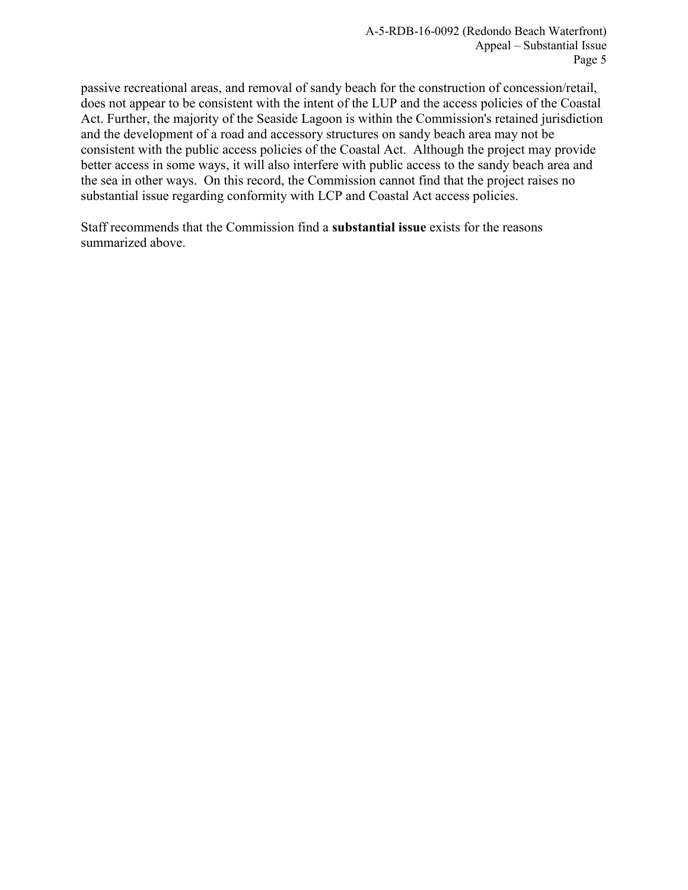passive recreational areas, and removal of sandy beach for the construction of concession/retail, does not appear to be consistent with the intent of the LUP and the access policies of the Coastal Act. Further, the majority of the Seaside Lagoon is within the Commission's retained jurisdiction and the development of a road and accessory structures on sandy beach area may not be consistent with the public access policies of the Coastal Act. Although the project may provide better access in some ways, it will also interfere with public access to the sandy beach area and the sea in other ways. On this record, the Commission cannot find that the project raises no substantial issue regarding conformity with LCP and Coastal Act access policies.

Staff recommends that the Commission find a **substantial issue** exists for the reasons summarized above.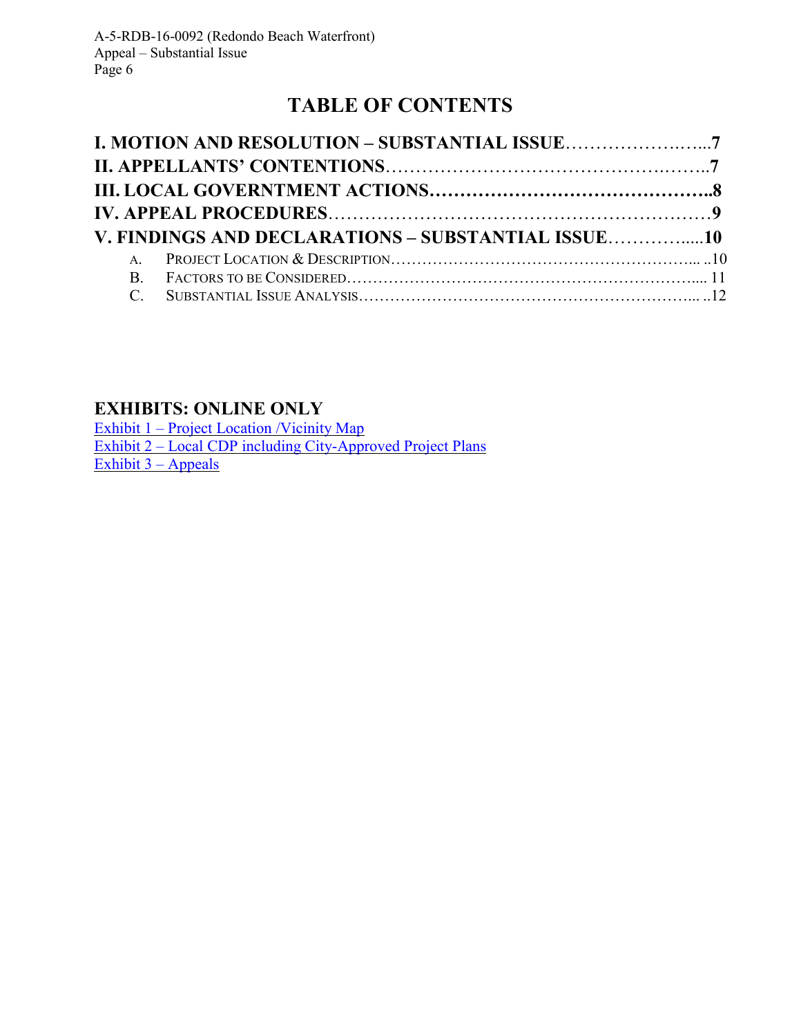# TABLE OF CONTENTS

**I. MOTION AND RESOLUTION – SUBSTANTIAL ISSUE……………….…..7**

**II. APPELLANTS' CONTENTIONS…………………………………….……..7**

**III. LOCAL GOVERNTMENT ACTIONS……………………………………..8**

**IV. APPEAL PROCEDURES……………………………………………………9**

**V. FINDINGS AND DECLARATIONS – SUBSTANTIAL ISSUE………….....10**

- A. PROJECT LOCATION & DESCRIPTION……………………………………………….... ..10
- B. FACTORS TO BE CONSIDERED…………………………………………………….... 11
- C. SUBSTANTIAL ISSUE ANALYSIS………………………………………………….... ..12

## EXHIBITS: ONLINE ONLY

Exhibit 1 – Project Location /Vicinity Map
Exhibit 2 – Local CDP including City-Approved Project Plans
Exhibit 3 – Appeals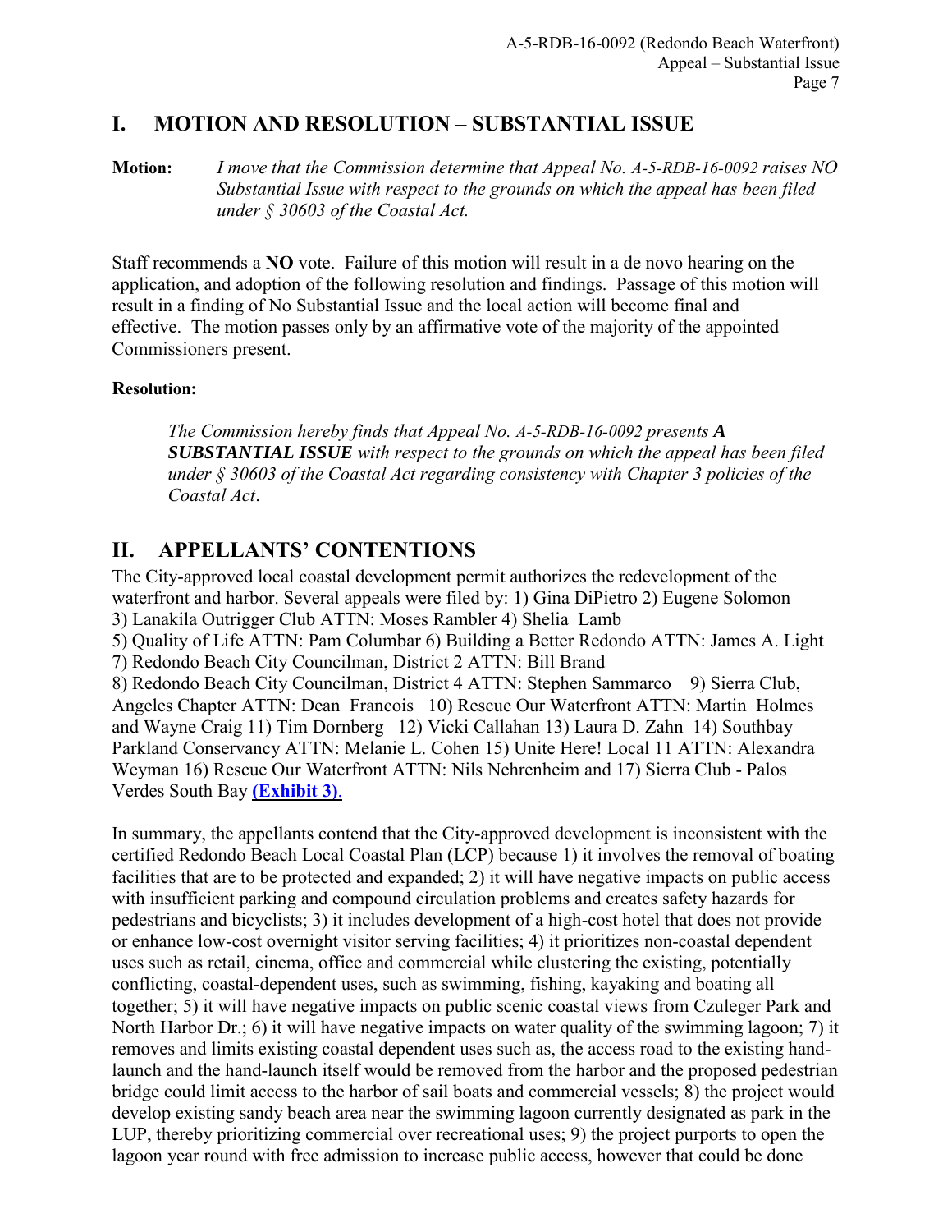## I. MOTION AND RESOLUTION – SUBSTANTIAL ISSUE

**Motion:** *I move that the Commission determine that Appeal No. A-5-RDB-16-0092 raises NO Substantial Issue with respect to the grounds on which the appeal has been filed under § 30603 of the Coastal Act.*

Staff recommends a **NO** vote. Failure of this motion will result in a de novo hearing on the application, and adoption of the following resolution and findings. Passage of this motion will result in a finding of No Substantial Issue and the local action will become final and effective. The motion passes only by an affirmative vote of the majority of the appointed Commissioners present.

**Resolution:**

> *The Commission hereby finds that Appeal No. A-5-RDB-16-0092 presents* ***A SUBSTANTIAL ISSUE*** *with respect to the grounds on which the appeal has been filed under § 30603 of the Coastal Act regarding consistency with Chapter 3 policies of the Coastal Act*.

## II. APPELLANTS' CONTENTIONS

The City-approved local coastal development permit authorizes the redevelopment of the waterfront and harbor. Several appeals were filed by: 1) Gina DiPietro 2) Eugene Solomon 3) Lanakila Outrigger Club ATTN: Moses Rambler 4) Shelia Lamb 5) Quality of Life ATTN: Pam Columbar 6) Building a Better Redondo ATTN: James A. Light 7) Redondo Beach City Councilman, District 2 ATTN: Bill Brand 8) Redondo Beach City Councilman, District 4 ATTN: Stephen Sammarco 9) Sierra Club, Angeles Chapter ATTN: Dean Francois 10) Rescue Our Waterfront ATTN: Martin Holmes and Wayne Craig 11) Tim Dornberg 12) Vicki Callahan 13) Laura D. Zahn 14) Southbay Parkland Conservancy ATTN: Melanie L. Cohen 15) Unite Here! Local 11 ATTN: Alexandra Weyman 16) Rescue Our Waterfront ATTN: Nils Nehrenheim and 17) Sierra Club - Palos Verdes South Bay **(Exhibit 3)**.

In summary, the appellants contend that the City-approved development is inconsistent with the certified Redondo Beach Local Coastal Plan (LCP) because 1) it involves the removal of boating facilities that are to be protected and expanded; 2) it will have negative impacts on public access with insufficient parking and compound circulation problems and creates safety hazards for pedestrians and bicyclists; 3) it includes development of a high-cost hotel that does not provide or enhance low-cost overnight visitor serving facilities; 4) it prioritizes non-coastal dependent uses such as retail, cinema, office and commercial while clustering the existing, potentially conflicting, coastal-dependent uses, such as swimming, fishing, kayaking and boating all together; 5) it will have negative impacts on public scenic coastal views from Czuleger Park and North Harbor Dr.; 6) it will have negative impacts on water quality of the swimming lagoon; 7) it removes and limits existing coastal dependent uses such as, the access road to the existing hand-launch and the hand-launch itself would be removed from the harbor and the proposed pedestrian bridge could limit access to the harbor of sail boats and commercial vessels; 8) the project would develop existing sandy beach area near the swimming lagoon currently designated as park in the LUP, thereby prioritizing commercial over recreational uses; 9) the project purports to open the lagoon year round with free admission to increase public access, however that could be done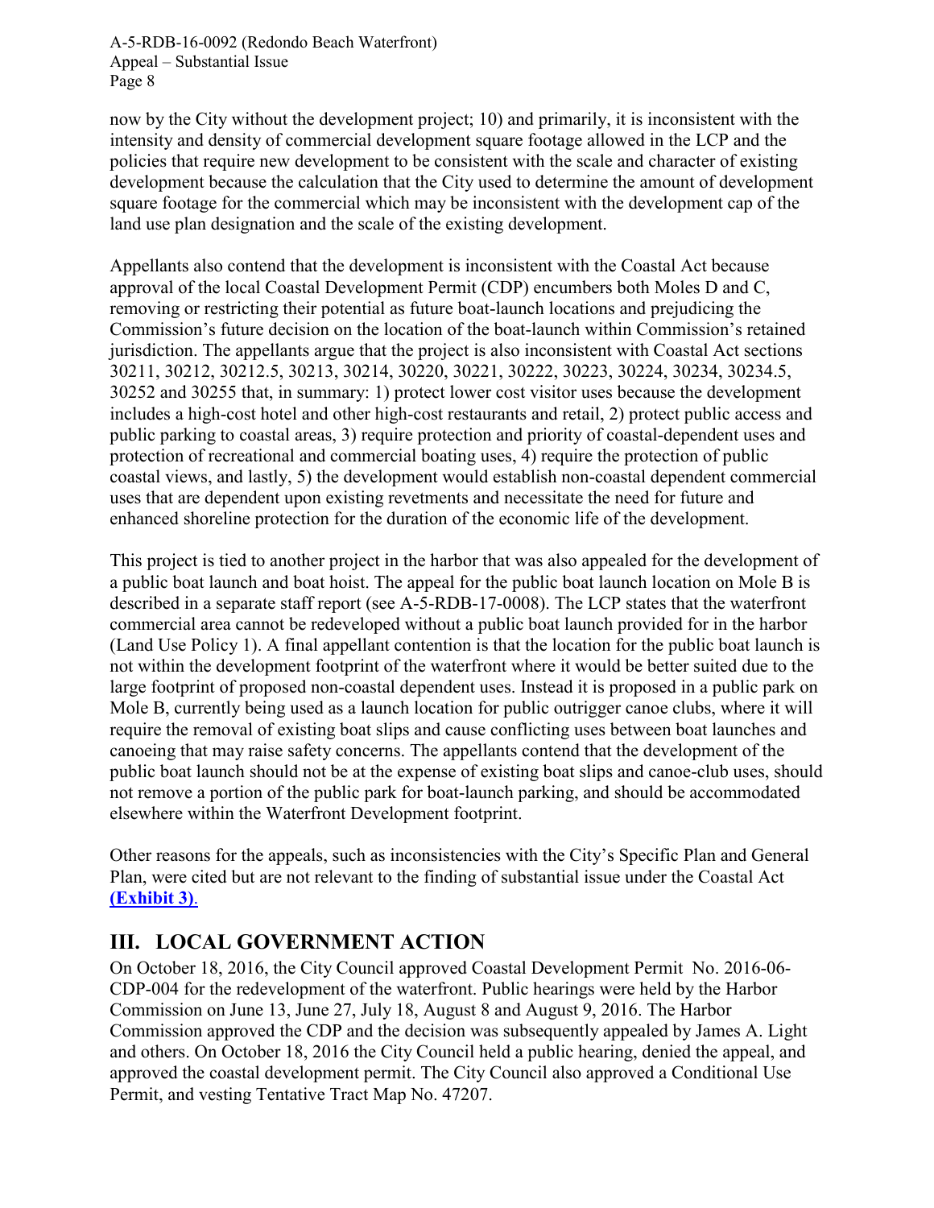now by the City without the development project; 10) and primarily, it is inconsistent with the intensity and density of commercial development square footage allowed in the LCP and the policies that require new development to be consistent with the scale and character of existing development because the calculation that the City used to determine the amount of development square footage for the commercial which may be inconsistent with the development cap of the land use plan designation and the scale of the existing development.

Appellants also contend that the development is inconsistent with the Coastal Act because approval of the local Coastal Development Permit (CDP) encumbers both Moles D and C, removing or restricting their potential as future boat-launch locations and prejudicing the Commission's future decision on the location of the boat-launch within Commission's retained jurisdiction. The appellants argue that the project is also inconsistent with Coastal Act sections 30211, 30212, 30212.5, 30213, 30214, 30220, 30221, 30222, 30223, 30224, 30234, 30234.5, 30252 and 30255 that, in summary: 1) protect lower cost visitor uses because the development includes a high-cost hotel and other high-cost restaurants and retail, 2) protect public access and public parking to coastal areas, 3) require protection and priority of coastal-dependent uses and protection of recreational and commercial boating uses, 4) require the protection of public coastal views, and lastly, 5) the development would establish non-coastal dependent commercial uses that are dependent upon existing revetments and necessitate the need for future and enhanced shoreline protection for the duration of the economic life of the development.

This project is tied to another project in the harbor that was also appealed for the development of a public boat launch and boat hoist. The appeal for the public boat launch location on Mole B is described in a separate staff report (see A-5-RDB-17-0008). The LCP states that the waterfront commercial area cannot be redeveloped without a public boat launch provided for in the harbor (Land Use Policy 1). A final appellant contention is that the location for the public boat launch is not within the development footprint of the waterfront where it would be better suited due to the large footprint of proposed non-coastal dependent uses. Instead it is proposed in a public park on Mole B, currently being used as a launch location for public outrigger canoe clubs, where it will require the removal of existing boat slips and cause conflicting uses between boat launches and canoeing that may raise safety concerns. The appellants contend that the development of the public boat launch should not be at the expense of existing boat slips and canoe-club uses, should not remove a portion of the public park for boat-launch parking, and should be accommodated elsewhere within the Waterfront Development footprint.

Other reasons for the appeals, such as inconsistencies with the City's Specific Plan and General Plan, were cited but are not relevant to the finding of substantial issue under the Coastal Act **(Exhibit 3)**.

## III. LOCAL GOVERNMENT ACTION

On October 18, 2016, the City Council approved Coastal Development Permit No. 2016-06-CDP-004 for the redevelopment of the waterfront. Public hearings were held by the Harbor Commission on June 13, June 27, July 18, August 8 and August 9, 2016. The Harbor Commission approved the CDP and the decision was subsequently appealed by James A. Light and others. On October 18, 2016 the City Council held a public hearing, denied the appeal, and approved the coastal development permit. The City Council also approved a Conditional Use Permit, and vesting Tentative Tract Map No. 47207.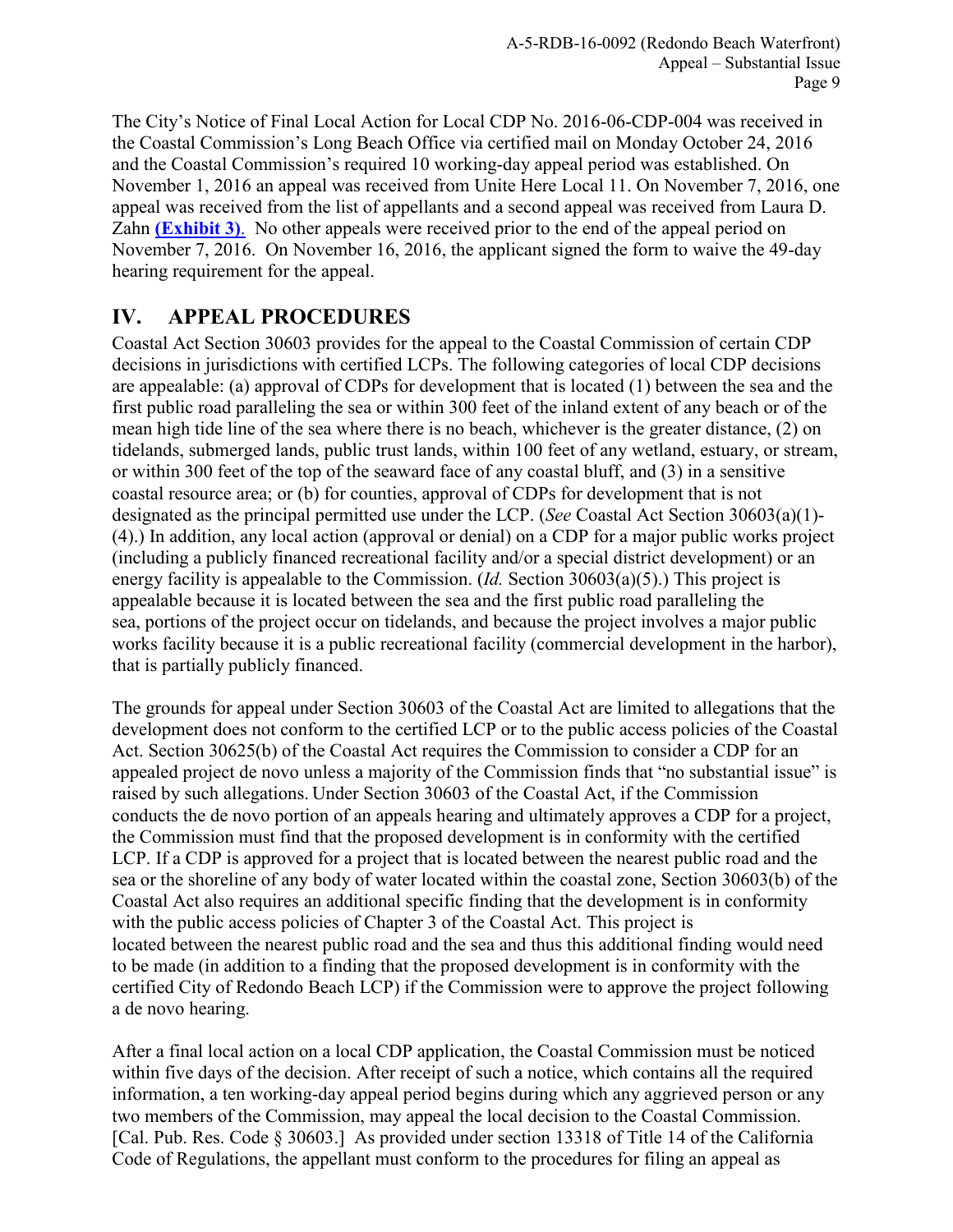The City's Notice of Final Local Action for Local CDP No. 2016-06-CDP-004 was received in the Coastal Commission's Long Beach Office via certified mail on Monday October 24, 2016 and the Coastal Commission's required 10 working-day appeal period was established. On November 1, 2016 an appeal was received from Unite Here Local 11. On November 7, 2016, one appeal was received from the list of appellants and a second appeal was received from Laura D. Zahn **(Exhibit 3)**. No other appeals were received prior to the end of the appeal period on November 7, 2016. On November 16, 2016, the applicant signed the form to waive the 49-day hearing requirement for the appeal.

# IV. APPEAL PROCEDURES

Coastal Act Section 30603 provides for the appeal to the Coastal Commission of certain CDP decisions in jurisdictions with certified LCPs. The following categories of local CDP decisions are appealable: (a) approval of CDPs for development that is located (1) between the sea and the first public road paralleling the sea or within 300 feet of the inland extent of any beach or of the mean high tide line of the sea where there is no beach, whichever is the greater distance, (2) on tidelands, submerged lands, public trust lands, within 100 feet of any wetland, estuary, or stream, or within 300 feet of the top of the seaward face of any coastal bluff, and (3) in a sensitive coastal resource area; or (b) for counties, approval of CDPs for development that is not designated as the principal permitted use under the LCP. (*See* Coastal Act Section 30603(a)(1)-(4).) In addition, any local action (approval or denial) on a CDP for a major public works project (including a publicly financed recreational facility and/or a special district development) or an energy facility is appealable to the Commission. (*Id.* Section 30603(a)(5).) This project is appealable because it is located between the sea and the first public road paralleling the sea, portions of the project occur on tidelands, and because the project involves a major public works facility because it is a public recreational facility (commercial development in the harbor), that is partially publicly financed.

The grounds for appeal under Section 30603 of the Coastal Act are limited to allegations that the development does not conform to the certified LCP or to the public access policies of the Coastal Act. Section 30625(b) of the Coastal Act requires the Commission to consider a CDP for an appealed project de novo unless a majority of the Commission finds that "no substantial issue" is raised by such allegations. Under Section 30603 of the Coastal Act, if the Commission conducts the de novo portion of an appeals hearing and ultimately approves a CDP for a project, the Commission must find that the proposed development is in conformity with the certified LCP. If a CDP is approved for a project that is located between the nearest public road and the sea or the shoreline of any body of water located within the coastal zone, Section 30603(b) of the Coastal Act also requires an additional specific finding that the development is in conformity with the public access policies of Chapter 3 of the Coastal Act. This project is located between the nearest public road and the sea and thus this additional finding would need to be made (in addition to a finding that the proposed development is in conformity with the certified City of Redondo Beach LCP) if the Commission were to approve the project following a de novo hearing.

After a final local action on a local CDP application, the Coastal Commission must be noticed within five days of the decision. After receipt of such a notice, which contains all the required information, a ten working-day appeal period begins during which any aggrieved person or any two members of the Commission, may appeal the local decision to the Coastal Commission. [Cal. Pub. Res. Code § 30603.] As provided under section 13318 of Title 14 of the California Code of Regulations, the appellant must conform to the procedures for filing an appeal as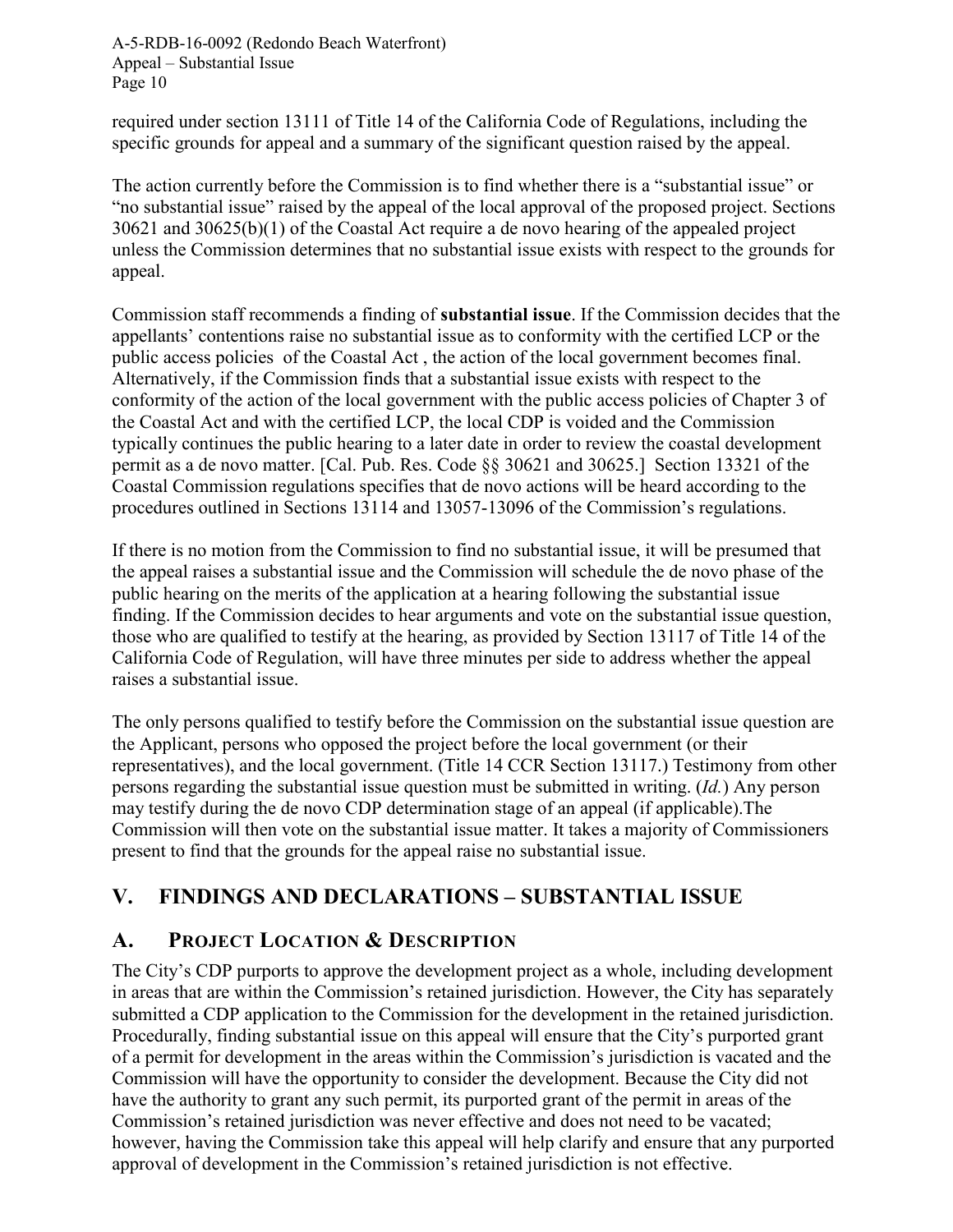required under section 13111 of Title 14 of the California Code of Regulations, including the specific grounds for appeal and a summary of the significant question raised by the appeal.

The action currently before the Commission is to find whether there is a "substantial issue" or "no substantial issue" raised by the appeal of the local approval of the proposed project. Sections 30621 and 30625(b)(1) of the Coastal Act require a de novo hearing of the appealed project unless the Commission determines that no substantial issue exists with respect to the grounds for appeal.

Commission staff recommends a finding of **substantial issue**. If the Commission decides that the appellants' contentions raise no substantial issue as to conformity with the certified LCP or the public access policies of the Coastal Act , the action of the local government becomes final. Alternatively, if the Commission finds that a substantial issue exists with respect to the conformity of the action of the local government with the public access policies of Chapter 3 of the Coastal Act and with the certified LCP, the local CDP is voided and the Commission typically continues the public hearing to a later date in order to review the coastal development permit as a de novo matter. [Cal. Pub. Res. Code §§ 30621 and 30625.] Section 13321 of the Coastal Commission regulations specifies that de novo actions will be heard according to the procedures outlined in Sections 13114 and 13057-13096 of the Commission's regulations.

If there is no motion from the Commission to find no substantial issue, it will be presumed that the appeal raises a substantial issue and the Commission will schedule the de novo phase of the public hearing on the merits of the application at a hearing following the substantial issue finding. If the Commission decides to hear arguments and vote on the substantial issue question, those who are qualified to testify at the hearing, as provided by Section 13117 of Title 14 of the California Code of Regulation, will have three minutes per side to address whether the appeal raises a substantial issue.

The only persons qualified to testify before the Commission on the substantial issue question are the Applicant, persons who opposed the project before the local government (or their representatives), and the local government. (Title 14 CCR Section 13117.) Testimony from other persons regarding the substantial issue question must be submitted in writing. (*Id.*) Any person may testify during the de novo CDP determination stage of an appeal (if applicable).The Commission will then vote on the substantial issue matter. It takes a majority of Commissioners present to find that the grounds for the appeal raise no substantial issue.

# V. FINDINGS AND DECLARATIONS – SUBSTANTIAL ISSUE

## A. PROJECT LOCATION & DESCRIPTION

The City's CDP purports to approve the development project as a whole, including development in areas that are within the Commission's retained jurisdiction. However, the City has separately submitted a CDP application to the Commission for the development in the retained jurisdiction. Procedurally, finding substantial issue on this appeal will ensure that the City's purported grant of a permit for development in the areas within the Commission's jurisdiction is vacated and the Commission will have the opportunity to consider the development. Because the City did not have the authority to grant any such permit, its purported grant of the permit in areas of the Commission's retained jurisdiction was never effective and does not need to be vacated; however, having the Commission take this appeal will help clarify and ensure that any purported approval of development in the Commission's retained jurisdiction is not effective.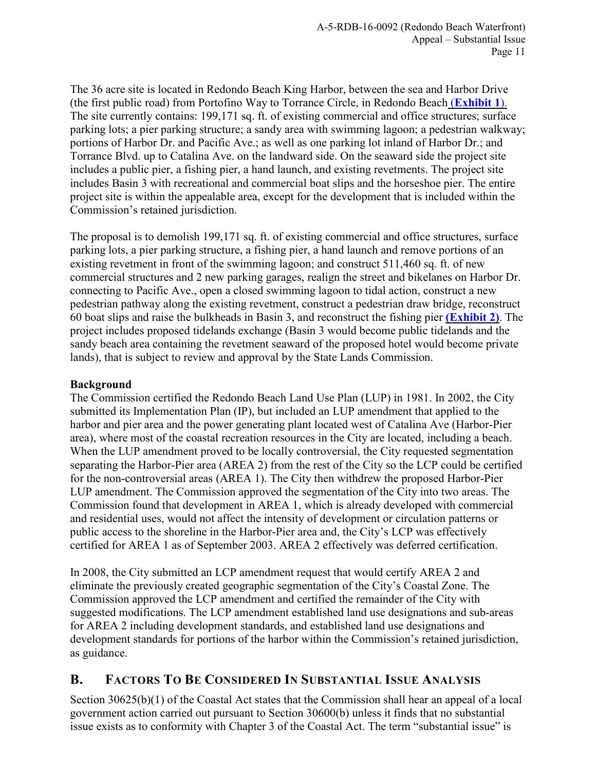The 36 acre site is located in Redondo Beach King Harbor, between the sea and Harbor Drive (the first public road) from Portofino Way to Torrance Circle, in Redondo Beach (**Exhibit 1**). The site currently contains: 199,171 sq. ft. of existing commercial and office structures; surface parking lots; a pier parking structure; a sandy area with swimming lagoon; a pedestrian walkway; portions of Harbor Dr. and Pacific Ave.; as well as one parking lot inland of Harbor Dr.; and Torrance Blvd. up to Catalina Ave. on the landward side. On the seaward side the project site includes a public pier, a fishing pier, a hand launch, and existing revetments. The project site includes Basin 3 with recreational and commercial boat slips and the horseshoe pier. The entire project site is within the appealable area, except for the development that is included within the Commission's retained jurisdiction.

The proposal is to demolish 199,171 sq. ft. of existing commercial and office structures, surface parking lots, a pier parking structure, a fishing pier, a hand launch and remove portions of an existing revetment in front of the swimming lagoon; and construct 511,460 sq. ft. of new commercial structures and 2 new parking garages, realign the street and bikelanes on Harbor Dr. connecting to Pacific Ave., open a closed swimming lagoon to tidal action, construct a new pedestrian pathway along the existing revetment, construct a pedestrian draw bridge, reconstruct 60 boat slips and raise the bulkheads in Basin 3, and reconstruct the fishing pier **(Exhibit 2)**. The project includes proposed tidelands exchange (Basin 3 would become public tidelands and the sandy beach area containing the revetment seaward of the proposed hotel would become private lands), that is subject to review and approval by the State Lands Commission.

**Background**

The Commission certified the Redondo Beach Land Use Plan (LUP) in 1981. In 2002, the City submitted its Implementation Plan (IP), but included an LUP amendment that applied to the harbor and pier area and the power generating plant located west of Catalina Ave (Harbor-Pier area), where most of the coastal recreation resources in the City are located, including a beach. When the LUP amendment proved to be locally controversial, the City requested segmentation separating the Harbor-Pier area (AREA 2) from the rest of the City so the LCP could be certified for the non-controversial areas (AREA 1). The City then withdrew the proposed Harbor-Pier LUP amendment. The Commission approved the segmentation of the City into two areas. The Commission found that development in AREA 1, which is already developed with commercial and residential uses, would not affect the intensity of development or circulation patterns or public access to the shoreline in the Harbor-Pier area and, the City's LCP was effectively certified for AREA 1 as of September 2003. AREA 2 effectively was deferred certification.

In 2008, the City submitted an LCP amendment request that would certify AREA 2 and eliminate the previously created geographic segmentation of the City's Coastal Zone. The Commission approved the LCP amendment and certified the remainder of the City with suggested modifications. The LCP amendment established land use designations and sub-areas for AREA 2 including development standards, and established land use designations and development standards for portions of the harbor within the Commission's retained jurisdiction, as guidance.

## B. FACTORS TO BE CONSIDERED IN SUBSTANTIAL ISSUE ANALYSIS

Section 30625(b)(1) of the Coastal Act states that the Commission shall hear an appeal of a local government action carried out pursuant to Section 30600(b) unless it finds that no substantial issue exists as to conformity with Chapter 3 of the Coastal Act. The term "substantial issue" is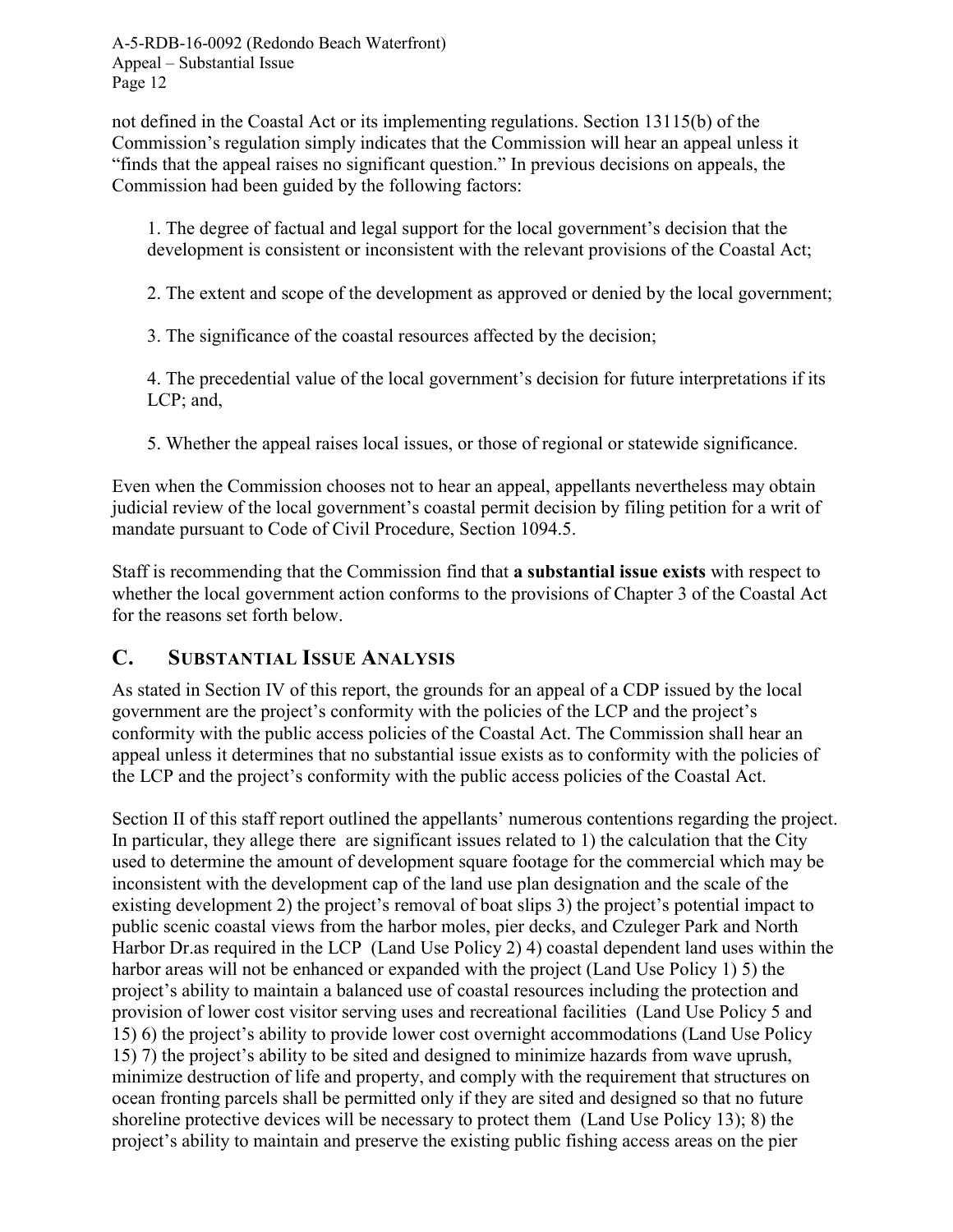not defined in the Coastal Act or its implementing regulations. Section 13115(b) of the Commission's regulation simply indicates that the Commission will hear an appeal unless it "finds that the appeal raises no significant question." In previous decisions on appeals, the Commission had been guided by the following factors:

1. The degree of factual and legal support for the local government's decision that the development is consistent or inconsistent with the relevant provisions of the Coastal Act;

2. The extent and scope of the development as approved or denied by the local government;

3. The significance of the coastal resources affected by the decision;

4. The precedential value of the local government's decision for future interpretations if its LCP; and,

5. Whether the appeal raises local issues, or those of regional or statewide significance.

Even when the Commission chooses not to hear an appeal, appellants nevertheless may obtain judicial review of the local government's coastal permit decision by filing petition for a writ of mandate pursuant to Code of Civil Procedure, Section 1094.5.

Staff is recommending that the Commission find that **a substantial issue exists** with respect to whether the local government action conforms to the provisions of Chapter 3 of the Coastal Act for the reasons set forth below.

## C. SUBSTANTIAL ISSUE ANALYSIS

As stated in Section IV of this report, the grounds for an appeal of a CDP issued by the local government are the project's conformity with the policies of the LCP and the project's conformity with the public access policies of the Coastal Act. The Commission shall hear an appeal unless it determines that no substantial issue exists as to conformity with the policies of the LCP and the project's conformity with the public access policies of the Coastal Act.

Section II of this staff report outlined the appellants' numerous contentions regarding the project. In particular, they allege there are significant issues related to 1) the calculation that the City used to determine the amount of development square footage for the commercial which may be inconsistent with the development cap of the land use plan designation and the scale of the existing development 2) the project's removal of boat slips 3) the project's potential impact to public scenic coastal views from the harbor moles, pier decks, and Czuleger Park and North Harbor Dr.as required in the LCP (Land Use Policy 2) 4) coastal dependent land uses within the harbor areas will not be enhanced or expanded with the project (Land Use Policy 1) 5) the project's ability to maintain a balanced use of coastal resources including the protection and provision of lower cost visitor serving uses and recreational facilities (Land Use Policy 5 and 15) 6) the project's ability to provide lower cost overnight accommodations (Land Use Policy 15) 7) the project's ability to be sited and designed to minimize hazards from wave uprush, minimize destruction of life and property, and comply with the requirement that structures on ocean fronting parcels shall be permitted only if they are sited and designed so that no future shoreline protective devices will be necessary to protect them (Land Use Policy 13); 8) the project's ability to maintain and preserve the existing public fishing access areas on the pier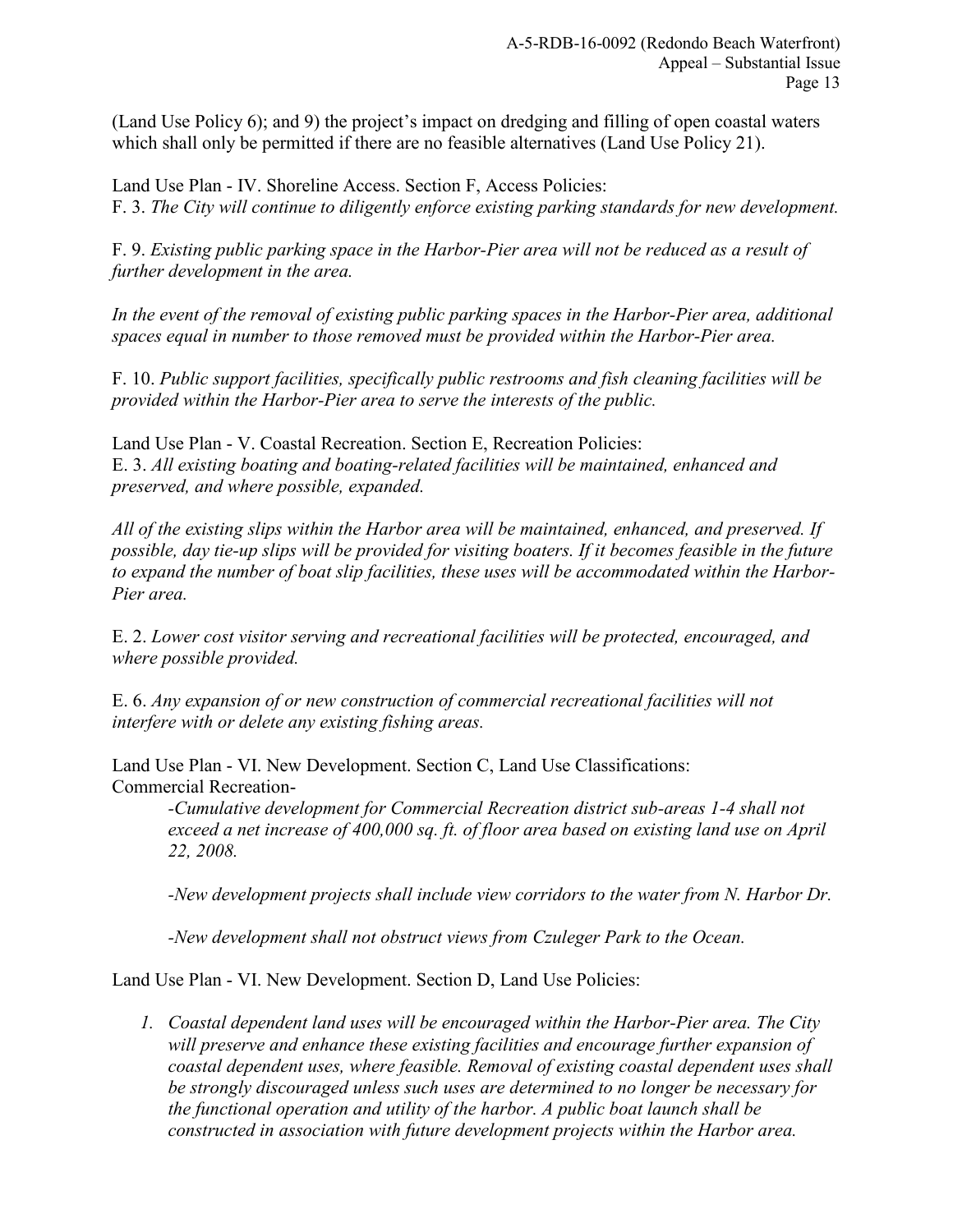(Land Use Policy 6); and 9) the project's impact on dredging and filling of open coastal waters which shall only be permitted if there are no feasible alternatives (Land Use Policy 21).

Land Use Plan - IV. Shoreline Access. Section F, Access Policies:
F. 3. *The City will continue to diligently enforce existing parking standards for new development.*

F. 9. *Existing public parking space in the Harbor-Pier area will not be reduced as a result of further development in the area.*

*In the event of the removal of existing public parking spaces in the Harbor-Pier area, additional spaces equal in number to those removed must be provided within the Harbor-Pier area.*

F. 10. *Public support facilities, specifically public restrooms and fish cleaning facilities will be provided within the Harbor-Pier area to serve the interests of the public.*

Land Use Plan - V. Coastal Recreation. Section E, Recreation Policies:
E. 3. *All existing boating and boating-related facilities will be maintained, enhanced and preserved, and where possible, expanded.*

*All of the existing slips within the Harbor area will be maintained, enhanced, and preserved. If possible, day tie-up slips will be provided for visiting boaters. If it becomes feasible in the future to expand the number of boat slip facilities, these uses will be accommodated within the Harbor-Pier area.*

E. 2. *Lower cost visitor serving and recreational facilities will be protected, encouraged, and where possible provided.*

E. 6. *Any expansion of or new construction of commercial recreational facilities will not interfere with or delete any existing fishing areas.*

Land Use Plan - VI. New Development. Section C, Land Use Classifications:
Commercial Recreation-

> *-Cumulative development for Commercial Recreation district sub-areas 1-4 shall not exceed a net increase of 400,000 sq. ft. of floor area based on existing land use on April 22, 2008.*
>
> *-New development projects shall include view corridors to the water from N. Harbor Dr.*
>
> *-New development shall not obstruct views from Czuleger Park to the Ocean.*

Land Use Plan - VI. New Development. Section D, Land Use Policies:

1. *Coastal dependent land uses will be encouraged within the Harbor-Pier area. The City will preserve and enhance these existing facilities and encourage further expansion of coastal dependent uses, where feasible. Removal of existing coastal dependent uses shall be strongly discouraged unless such uses are determined to no longer be necessary for the functional operation and utility of the harbor. A public boat launch shall be constructed in association with future development projects within the Harbor area.*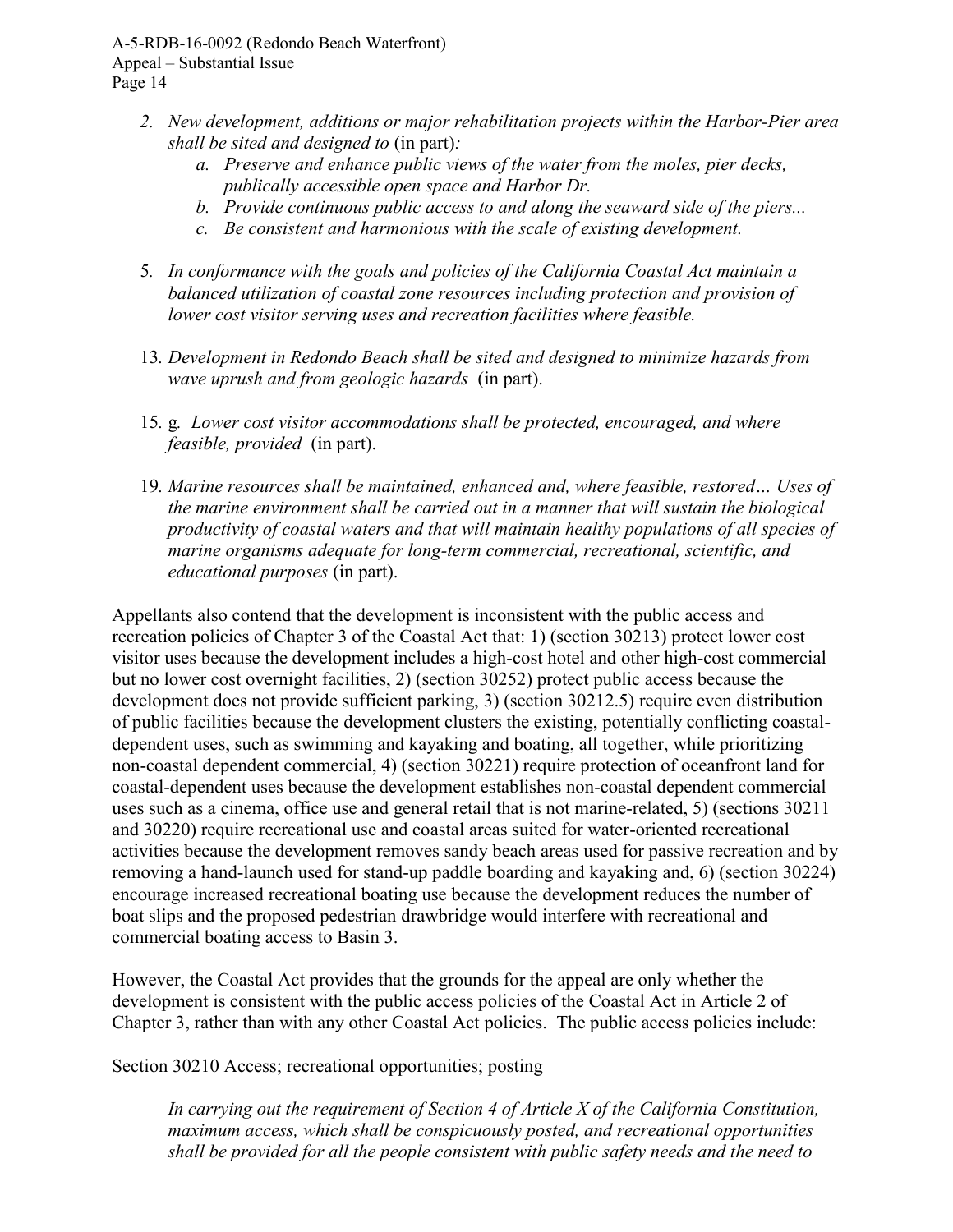2. *New development, additions or major rehabilitation projects within the Harbor-Pier area shall be sited and designed to* (in part)*:*
    a. *Preserve and enhance public views of the water from the moles, pier decks, publically accessible open space and Harbor Dr.*
    b. *Provide continuous public access to and along the seaward side of the piers...*
    c. *Be consistent and harmonious with the scale of existing development.*

5. *In conformance with the goals and policies of the California Coastal Act maintain a balanced utilization of coastal zone resources including protection and provision of lower cost visitor serving uses and recreation facilities where feasible.*

13. *Development in Redondo Beach shall be sited and designed to minimize hazards from wave uprush and from geologic hazards* (in part).

15. g*. Lower cost visitor accommodations shall be protected, encouraged, and where feasible, provided* (in part).

19. *Marine resources shall be maintained, enhanced and, where feasible, restored… Uses of the marine environment shall be carried out in a manner that will sustain the biological productivity of coastal waters and that will maintain healthy populations of all species of marine organisms adequate for long-term commercial, recreational, scientific, and educational purposes* (in part).

Appellants also contend that the development is inconsistent with the public access and recreation policies of Chapter 3 of the Coastal Act that: 1) (section 30213) protect lower cost visitor uses because the development includes a high-cost hotel and other high-cost commercial but no lower cost overnight facilities, 2) (section 30252) protect public access because the development does not provide sufficient parking, 3) (section 30212.5) require even distribution of public facilities because the development clusters the existing, potentially conflicting coastal-dependent uses, such as swimming and kayaking and boating, all together, while prioritizing non-coastal dependent commercial, 4) (section 30221) require protection of oceanfront land for coastal-dependent uses because the development establishes non-coastal dependent commercial uses such as a cinema, office use and general retail that is not marine-related, 5) (sections 30211 and 30220) require recreational use and coastal areas suited for water-oriented recreational activities because the development removes sandy beach areas used for passive recreation and by removing a hand-launch used for stand-up paddle boarding and kayaking and, 6) (section 30224) encourage increased recreational boating use because the development reduces the number of boat slips and the proposed pedestrian drawbridge would interfere with recreational and commercial boating access to Basin 3.

However, the Coastal Act provides that the grounds for the appeal are only whether the development is consistent with the public access policies of the Coastal Act in Article 2 of Chapter 3, rather than with any other Coastal Act policies. The public access policies include:

Section 30210 Access; recreational opportunities; posting

> *In carrying out the requirement of Section 4 of Article X of the California Constitution, maximum access, which shall be conspicuously posted, and recreational opportunities shall be provided for all the people consistent with public safety needs and the need to*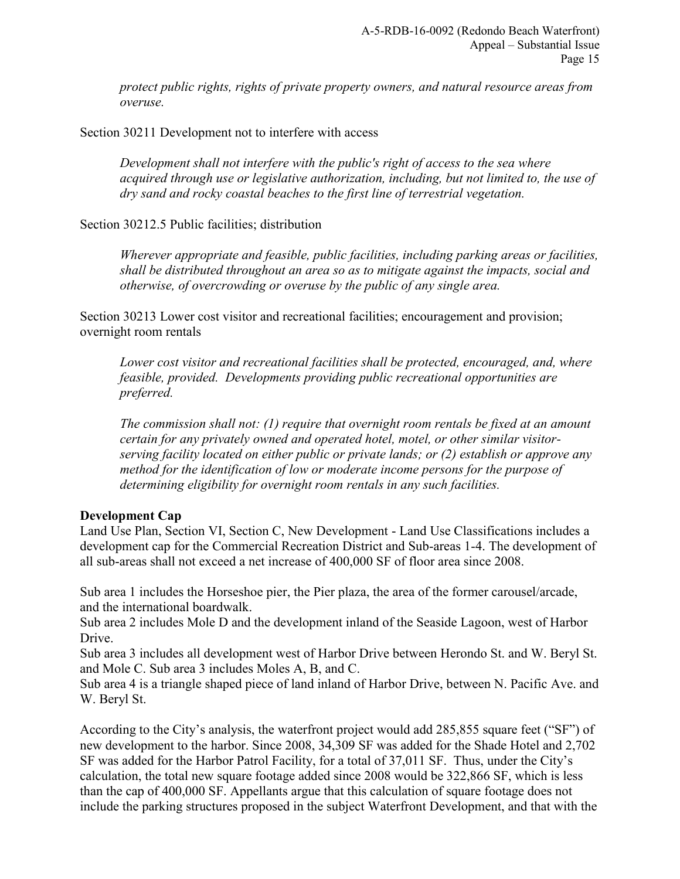*protect public rights, rights of private property owners, and natural resource areas from overuse.*

Section 30211 Development not to interfere with access

*Development shall not interfere with the public's right of access to the sea where acquired through use or legislative authorization, including, but not limited to, the use of dry sand and rocky coastal beaches to the first line of terrestrial vegetation.*

Section 30212.5 Public facilities; distribution

*Wherever appropriate and feasible, public facilities, including parking areas or facilities, shall be distributed throughout an area so as to mitigate against the impacts, social and otherwise, of overcrowding or overuse by the public of any single area.*

Section 30213 Lower cost visitor and recreational facilities; encouragement and provision; overnight room rentals

*Lower cost visitor and recreational facilities shall be protected, encouraged, and, where feasible, provided. Developments providing public recreational opportunities are preferred.*

*The commission shall not: (1) require that overnight room rentals be fixed at an amount certain for any privately owned and operated hotel, motel, or other similar visitor-serving facility located on either public or private lands; or (2) establish or approve any method for the identification of low or moderate income persons for the purpose of determining eligibility for overnight room rentals in any such facilities.*

**Development Cap**

Land Use Plan, Section VI, Section C, New Development - Land Use Classifications includes a development cap for the Commercial Recreation District and Sub-areas 1-4. The development of all sub-areas shall not exceed a net increase of 400,000 SF of floor area since 2008.

Sub area 1 includes the Horseshoe pier, the Pier plaza, the area of the former carousel/arcade, and the international boardwalk.

Sub area 2 includes Mole D and the development inland of the Seaside Lagoon, west of Harbor Drive.

Sub area 3 includes all development west of Harbor Drive between Herondo St. and W. Beryl St. and Mole C. Sub area 3 includes Moles A, B, and C.

Sub area 4 is a triangle shaped piece of land inland of Harbor Drive, between N. Pacific Ave. and W. Beryl St.

According to the City's analysis, the waterfront project would add 285,855 square feet ("SF") of new development to the harbor. Since 2008, 34,309 SF was added for the Shade Hotel and 2,702 SF was added for the Harbor Patrol Facility, for a total of 37,011 SF. Thus, under the City's calculation, the total new square footage added since 2008 would be 322,866 SF, which is less than the cap of 400,000 SF. Appellants argue that this calculation of square footage does not include the parking structures proposed in the subject Waterfront Development, and that with the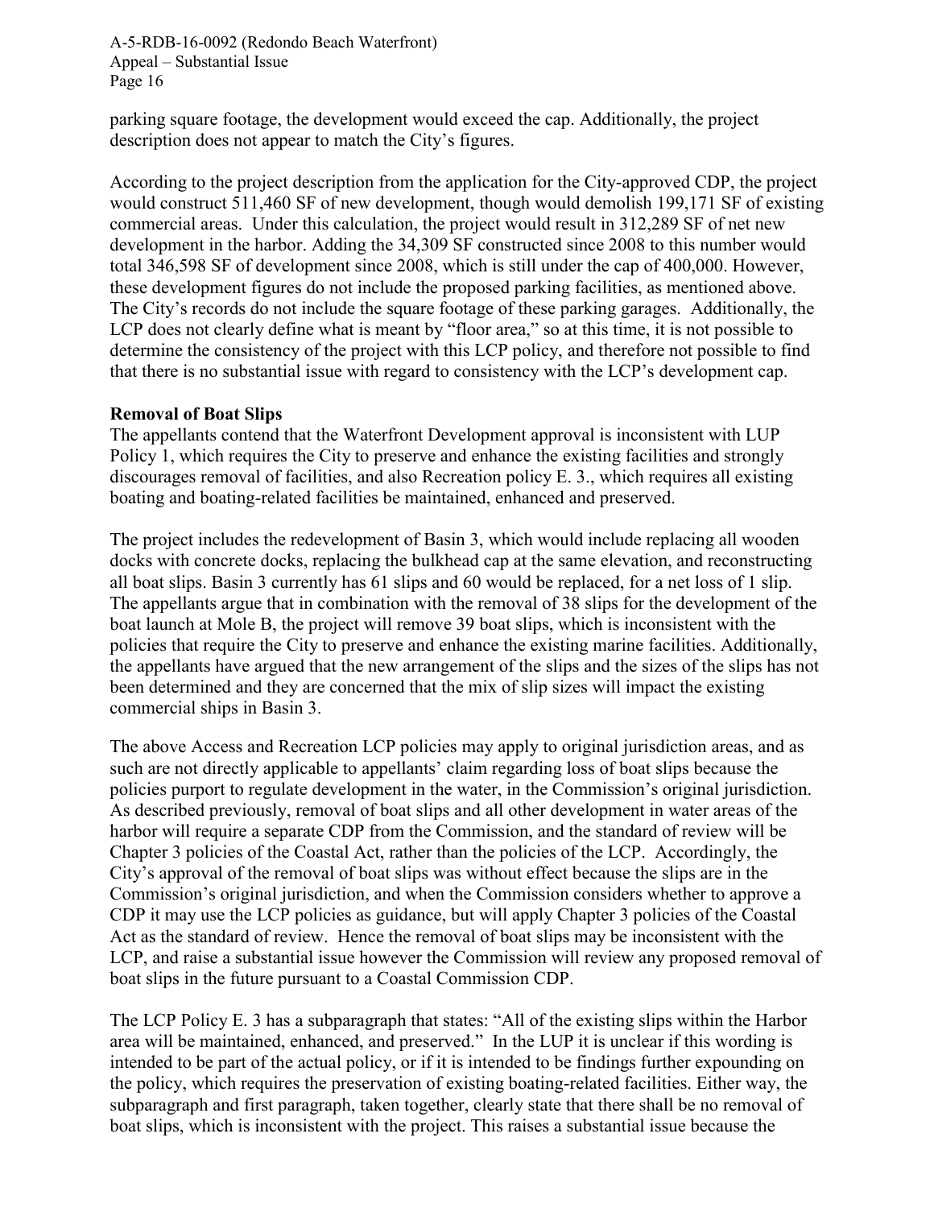parking square footage, the development would exceed the cap. Additionally, the project description does not appear to match the City's figures.

According to the project description from the application for the City-approved CDP, the project would construct 511,460 SF of new development, though would demolish 199,171 SF of existing commercial areas. Under this calculation, the project would result in 312,289 SF of net new development in the harbor. Adding the 34,309 SF constructed since 2008 to this number would total 346,598 SF of development since 2008, which is still under the cap of 400,000. However, these development figures do not include the proposed parking facilities, as mentioned above. The City's records do not include the square footage of these parking garages. Additionally, the LCP does not clearly define what is meant by "floor area," so at this time, it is not possible to determine the consistency of the project with this LCP policy, and therefore not possible to find that there is no substantial issue with regard to consistency with the LCP's development cap.

**Removal of Boat Slips**

The appellants contend that the Waterfront Development approval is inconsistent with LUP Policy 1, which requires the City to preserve and enhance the existing facilities and strongly discourages removal of facilities, and also Recreation policy E. 3., which requires all existing boating and boating-related facilities be maintained, enhanced and preserved.

The project includes the redevelopment of Basin 3, which would include replacing all wooden docks with concrete docks, replacing the bulkhead cap at the same elevation, and reconstructing all boat slips. Basin 3 currently has 61 slips and 60 would be replaced, for a net loss of 1 slip. The appellants argue that in combination with the removal of 38 slips for the development of the boat launch at Mole B, the project will remove 39 boat slips, which is inconsistent with the policies that require the City to preserve and enhance the existing marine facilities. Additionally, the appellants have argued that the new arrangement of the slips and the sizes of the slips has not been determined and they are concerned that the mix of slip sizes will impact the existing commercial ships in Basin 3.

The above Access and Recreation LCP policies may apply to original jurisdiction areas, and as such are not directly applicable to appellants' claim regarding loss of boat slips because the policies purport to regulate development in the water, in the Commission's original jurisdiction. As described previously, removal of boat slips and all other development in water areas of the harbor will require a separate CDP from the Commission, and the standard of review will be Chapter 3 policies of the Coastal Act, rather than the policies of the LCP. Accordingly, the City's approval of the removal of boat slips was without effect because the slips are in the Commission's original jurisdiction, and when the Commission considers whether to approve a CDP it may use the LCP policies as guidance, but will apply Chapter 3 policies of the Coastal Act as the standard of review. Hence the removal of boat slips may be inconsistent with the LCP, and raise a substantial issue however the Commission will review any proposed removal of boat slips in the future pursuant to a Coastal Commission CDP.

The LCP Policy E. 3 has a subparagraph that states: "All of the existing slips within the Harbor area will be maintained, enhanced, and preserved." In the LUP it is unclear if this wording is intended to be part of the actual policy, or if it is intended to be findings further expounding on the policy, which requires the preservation of existing boating-related facilities. Either way, the subparagraph and first paragraph, taken together, clearly state that there shall be no removal of boat slips, which is inconsistent with the project. This raises a substantial issue because the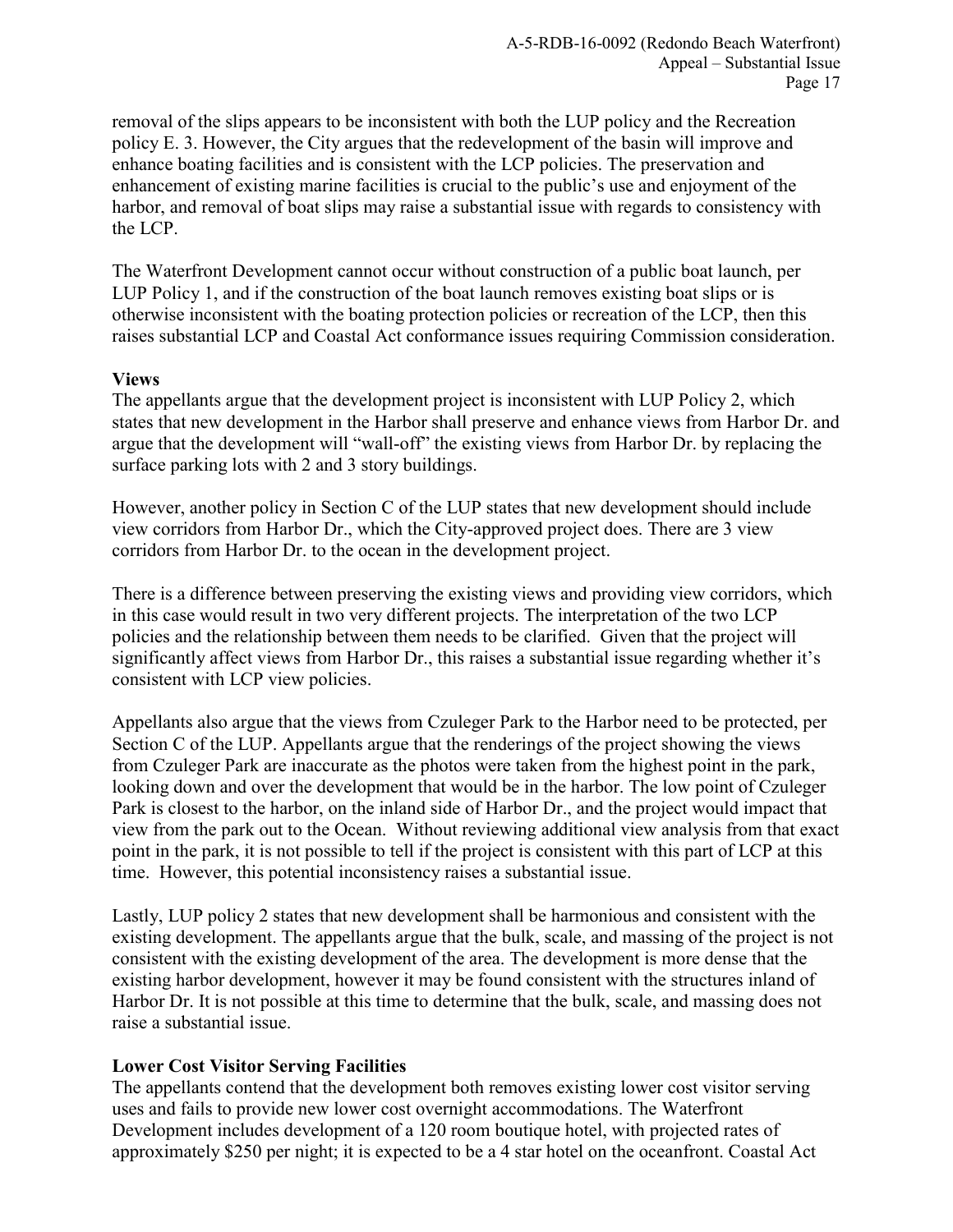removal of the slips appears to be inconsistent with both the LUP policy and the Recreation policy E. 3. However, the City argues that the redevelopment of the basin will improve and enhance boating facilities and is consistent with the LCP policies. The preservation and enhancement of existing marine facilities is crucial to the public's use and enjoyment of the harbor, and removal of boat slips may raise a substantial issue with regards to consistency with the LCP.

The Waterfront Development cannot occur without construction of a public boat launch, per LUP Policy 1, and if the construction of the boat launch removes existing boat slips or is otherwise inconsistent with the boating protection policies or recreation of the LCP, then this raises substantial LCP and Coastal Act conformance issues requiring Commission consideration.

**Views**

The appellants argue that the development project is inconsistent with LUP Policy 2, which states that new development in the Harbor shall preserve and enhance views from Harbor Dr. and argue that the development will "wall-off" the existing views from Harbor Dr. by replacing the surface parking lots with 2 and 3 story buildings.

However, another policy in Section C of the LUP states that new development should include view corridors from Harbor Dr., which the City-approved project does. There are 3 view corridors from Harbor Dr. to the ocean in the development project.

There is a difference between preserving the existing views and providing view corridors, which in this case would result in two very different projects. The interpretation of the two LCP policies and the relationship between them needs to be clarified. Given that the project will significantly affect views from Harbor Dr., this raises a substantial issue regarding whether it's consistent with LCP view policies.

Appellants also argue that the views from Czuleger Park to the Harbor need to be protected, per Section C of the LUP. Appellants argue that the renderings of the project showing the views from Czuleger Park are inaccurate as the photos were taken from the highest point in the park, looking down and over the development that would be in the harbor. The low point of Czuleger Park is closest to the harbor, on the inland side of Harbor Dr., and the project would impact that view from the park out to the Ocean. Without reviewing additional view analysis from that exact point in the park, it is not possible to tell if the project is consistent with this part of LCP at this time. However, this potential inconsistency raises a substantial issue.

Lastly, LUP policy 2 states that new development shall be harmonious and consistent with the existing development. The appellants argue that the bulk, scale, and massing of the project is not consistent with the existing development of the area. The development is more dense that the existing harbor development, however it may be found consistent with the structures inland of Harbor Dr. It is not possible at this time to determine that the bulk, scale, and massing does not raise a substantial issue.

**Lower Cost Visitor Serving Facilities**

The appellants contend that the development both removes existing lower cost visitor serving uses and fails to provide new lower cost overnight accommodations. The Waterfront Development includes development of a 120 room boutique hotel, with projected rates of approximately $250 per night; it is expected to be a 4 star hotel on the oceanfront. Coastal Act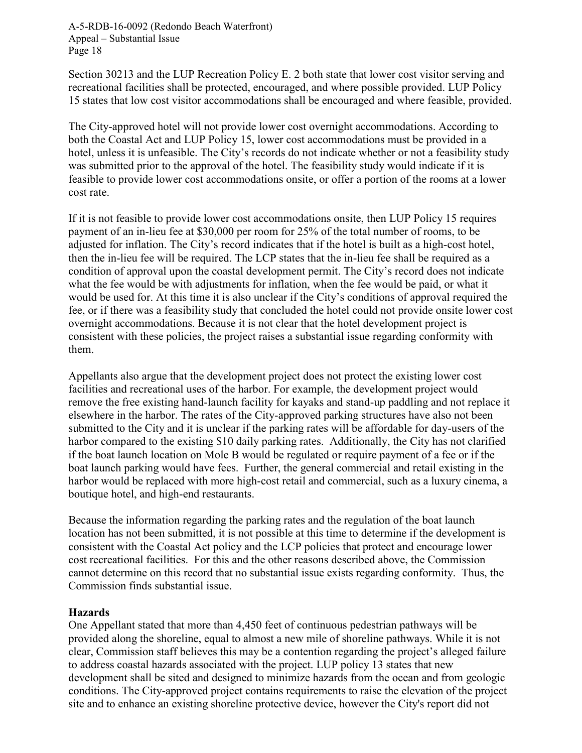Section 30213 and the LUP Recreation Policy E. 2 both state that lower cost visitor serving and recreational facilities shall be protected, encouraged, and where possible provided. LUP Policy 15 states that low cost visitor accommodations shall be encouraged and where feasible, provided.

The City-approved hotel will not provide lower cost overnight accommodations. According to both the Coastal Act and LUP Policy 15, lower cost accommodations must be provided in a hotel, unless it is unfeasible. The City's records do not indicate whether or not a feasibility study was submitted prior to the approval of the hotel. The feasibility study would indicate if it is feasible to provide lower cost accommodations onsite, or offer a portion of the rooms at a lower cost rate.

If it is not feasible to provide lower cost accommodations onsite, then LUP Policy 15 requires payment of an in-lieu fee at $30,000 per room for 25% of the total number of rooms, to be adjusted for inflation. The City's record indicates that if the hotel is built as a high-cost hotel, then the in-lieu fee will be required. The LCP states that the in-lieu fee shall be required as a condition of approval upon the coastal development permit. The City's record does not indicate what the fee would be with adjustments for inflation, when the fee would be paid, or what it would be used for. At this time it is also unclear if the City's conditions of approval required the fee, or if there was a feasibility study that concluded the hotel could not provide onsite lower cost overnight accommodations. Because it is not clear that the hotel development project is consistent with these policies, the project raises a substantial issue regarding conformity with them.

Appellants also argue that the development project does not protect the existing lower cost facilities and recreational uses of the harbor. For example, the development project would remove the free existing hand-launch facility for kayaks and stand-up paddling and not replace it elsewhere in the harbor. The rates of the City-approved parking structures have also not been submitted to the City and it is unclear if the parking rates will be affordable for day-users of the harbor compared to the existing $10 daily parking rates. Additionally, the City has not clarified if the boat launch location on Mole B would be regulated or require payment of a fee or if the boat launch parking would have fees. Further, the general commercial and retail existing in the harbor would be replaced with more high-cost retail and commercial, such as a luxury cinema, a boutique hotel, and high-end restaurants.

Because the information regarding the parking rates and the regulation of the boat launch location has not been submitted, it is not possible at this time to determine if the development is consistent with the Coastal Act policy and the LCP policies that protect and encourage lower cost recreational facilities. For this and the other reasons described above, the Commission cannot determine on this record that no substantial issue exists regarding conformity. Thus, the Commission finds substantial issue.

**Hazards**

One Appellant stated that more than 4,450 feet of continuous pedestrian pathways will be provided along the shoreline, equal to almost a new mile of shoreline pathways. While it is not clear, Commission staff believes this may be a contention regarding the project's alleged failure to address coastal hazards associated with the project. LUP policy 13 states that new development shall be sited and designed to minimize hazards from the ocean and from geologic conditions. The City-approved project contains requirements to raise the elevation of the project site and to enhance an existing shoreline protective device, however the City's report did not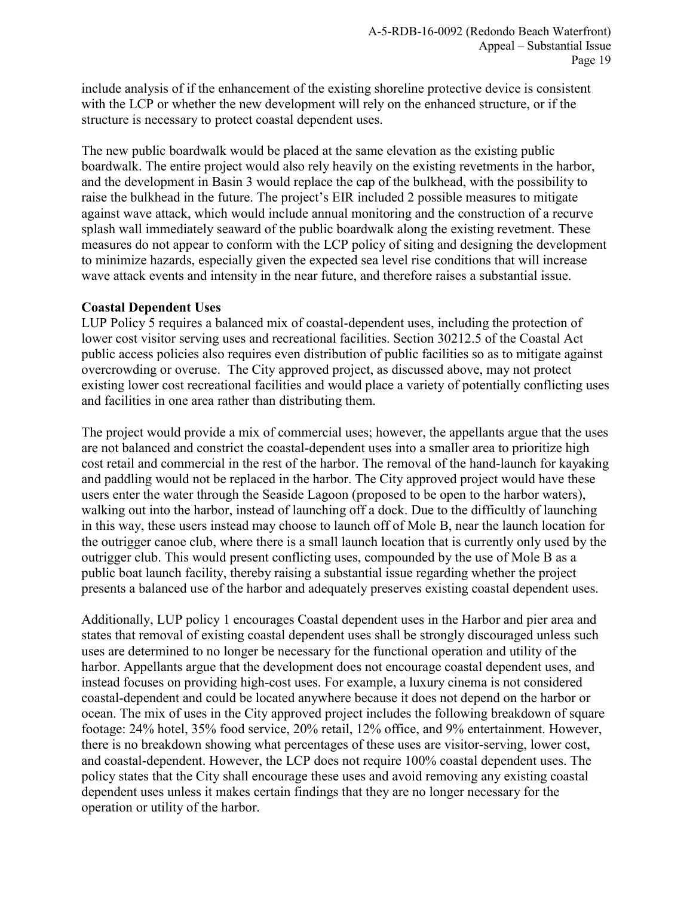include analysis of if the enhancement of the existing shoreline protective device is consistent with the LCP or whether the new development will rely on the enhanced structure, or if the structure is necessary to protect coastal dependent uses.

The new public boardwalk would be placed at the same elevation as the existing public boardwalk. The entire project would also rely heavily on the existing revetments in the harbor, and the development in Basin 3 would replace the cap of the bulkhead, with the possibility to raise the bulkhead in the future. The project's EIR included 2 possible measures to mitigate against wave attack, which would include annual monitoring and the construction of a recurve splash wall immediately seaward of the public boardwalk along the existing revetment. These measures do not appear to conform with the LCP policy of siting and designing the development to minimize hazards, especially given the expected sea level rise conditions that will increase wave attack events and intensity in the near future, and therefore raises a substantial issue.

**Coastal Dependent Uses**

LUP Policy 5 requires a balanced mix of coastal-dependent uses, including the protection of lower cost visitor serving uses and recreational facilities. Section 30212.5 of the Coastal Act public access policies also requires even distribution of public facilities so as to mitigate against overcrowding or overuse. The City approved project, as discussed above, may not protect existing lower cost recreational facilities and would place a variety of potentially conflicting uses and facilities in one area rather than distributing them.

The project would provide a mix of commercial uses; however, the appellants argue that the uses are not balanced and constrict the coastal-dependent uses into a smaller area to prioritize high cost retail and commercial in the rest of the harbor. The removal of the hand-launch for kayaking and paddling would not be replaced in the harbor. The City approved project would have these users enter the water through the Seaside Lagoon (proposed to be open to the harbor waters), walking out into the harbor, instead of launching off a dock. Due to the difficultly of launching in this way, these users instead may choose to launch off of Mole B, near the launch location for the outrigger canoe club, where there is a small launch location that is currently only used by the outrigger club. This would present conflicting uses, compounded by the use of Mole B as a public boat launch facility, thereby raising a substantial issue regarding whether the project presents a balanced use of the harbor and adequately preserves existing coastal dependent uses.

Additionally, LUP policy 1 encourages Coastal dependent uses in the Harbor and pier area and states that removal of existing coastal dependent uses shall be strongly discouraged unless such uses are determined to no longer be necessary for the functional operation and utility of the harbor. Appellants argue that the development does not encourage coastal dependent uses, and instead focuses on providing high-cost uses. For example, a luxury cinema is not considered coastal-dependent and could be located anywhere because it does not depend on the harbor or ocean. The mix of uses in the City approved project includes the following breakdown of square footage: 24% hotel, 35% food service, 20% retail, 12% office, and 9% entertainment. However, there is no breakdown showing what percentages of these uses are visitor-serving, lower cost, and coastal-dependent. However, the LCP does not require 100% coastal dependent uses. The policy states that the City shall encourage these uses and avoid removing any existing coastal dependent uses unless it makes certain findings that they are no longer necessary for the operation or utility of the harbor.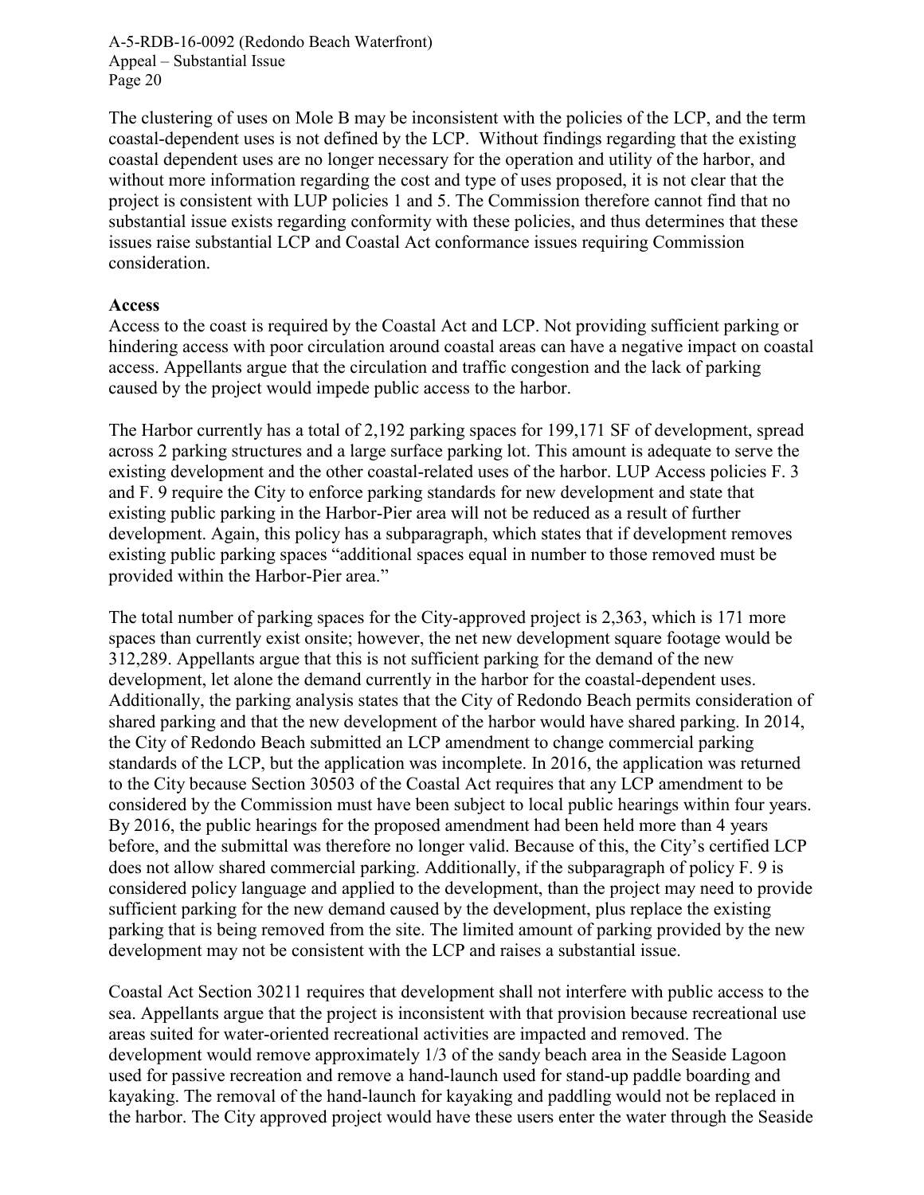The clustering of uses on Mole B may be inconsistent with the policies of the LCP, and the term coastal-dependent uses is not defined by the LCP. Without findings regarding that the existing coastal dependent uses are no longer necessary for the operation and utility of the harbor, and without more information regarding the cost and type of uses proposed, it is not clear that the project is consistent with LUP policies 1 and 5. The Commission therefore cannot find that no substantial issue exists regarding conformity with these policies, and thus determines that these issues raise substantial LCP and Coastal Act conformance issues requiring Commission consideration.

**Access**

Access to the coast is required by the Coastal Act and LCP. Not providing sufficient parking or hindering access with poor circulation around coastal areas can have a negative impact on coastal access. Appellants argue that the circulation and traffic congestion and the lack of parking caused by the project would impede public access to the harbor.

The Harbor currently has a total of 2,192 parking spaces for 199,171 SF of development, spread across 2 parking structures and a large surface parking lot. This amount is adequate to serve the existing development and the other coastal-related uses of the harbor. LUP Access policies F. 3 and F. 9 require the City to enforce parking standards for new development and state that existing public parking in the Harbor-Pier area will not be reduced as a result of further development. Again, this policy has a subparagraph, which states that if development removes existing public parking spaces "additional spaces equal in number to those removed must be provided within the Harbor-Pier area."

The total number of parking spaces for the City-approved project is 2,363, which is 171 more spaces than currently exist onsite; however, the net new development square footage would be 312,289. Appellants argue that this is not sufficient parking for the demand of the new development, let alone the demand currently in the harbor for the coastal-dependent uses. Additionally, the parking analysis states that the City of Redondo Beach permits consideration of shared parking and that the new development of the harbor would have shared parking. In 2014, the City of Redondo Beach submitted an LCP amendment to change commercial parking standards of the LCP, but the application was incomplete. In 2016, the application was returned to the City because Section 30503 of the Coastal Act requires that any LCP amendment to be considered by the Commission must have been subject to local public hearings within four years. By 2016, the public hearings for the proposed amendment had been held more than 4 years before, and the submittal was therefore no longer valid. Because of this, the City's certified LCP does not allow shared commercial parking. Additionally, if the subparagraph of policy F. 9 is considered policy language and applied to the development, than the project may need to provide sufficient parking for the new demand caused by the development, plus replace the existing parking that is being removed from the site. The limited amount of parking provided by the new development may not be consistent with the LCP and raises a substantial issue.

Coastal Act Section 30211 requires that development shall not interfere with public access to the sea. Appellants argue that the project is inconsistent with that provision because recreational use areas suited for water-oriented recreational activities are impacted and removed. The development would remove approximately 1/3 of the sandy beach area in the Seaside Lagoon used for passive recreation and remove a hand-launch used for stand-up paddle boarding and kayaking. The removal of the hand-launch for kayaking and paddling would not be replaced in the harbor. The City approved project would have these users enter the water through the Seaside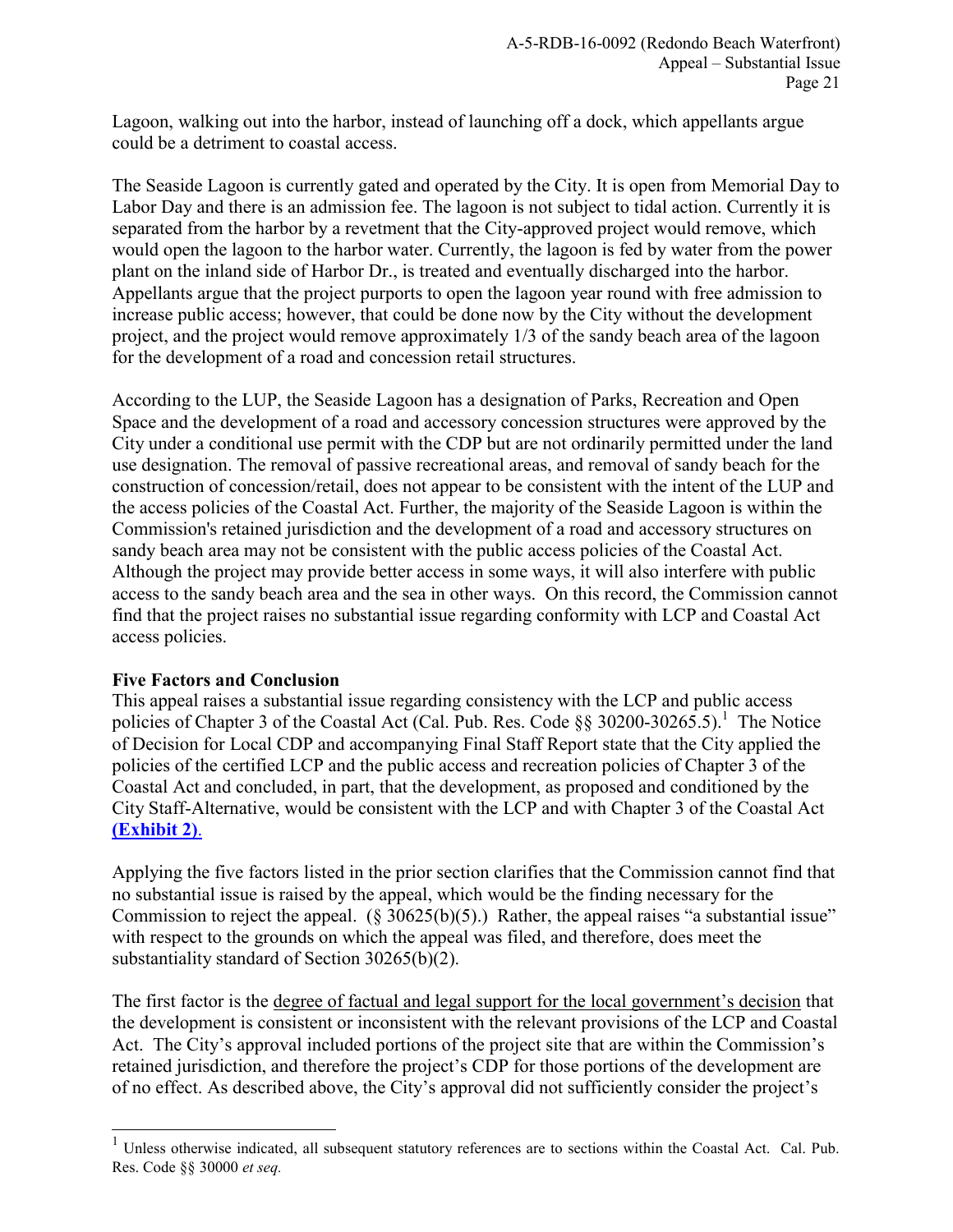Lagoon, walking out into the harbor, instead of launching off a dock, which appellants argue could be a detriment to coastal access.

The Seaside Lagoon is currently gated and operated by the City. It is open from Memorial Day to Labor Day and there is an admission fee. The lagoon is not subject to tidal action. Currently it is separated from the harbor by a revetment that the City-approved project would remove, which would open the lagoon to the harbor water. Currently, the lagoon is fed by water from the power plant on the inland side of Harbor Dr., is treated and eventually discharged into the harbor. Appellants argue that the project purports to open the lagoon year round with free admission to increase public access; however, that could be done now by the City without the development project, and the project would remove approximately 1/3 of the sandy beach area of the lagoon for the development of a road and concession retail structures.

According to the LUP, the Seaside Lagoon has a designation of Parks, Recreation and Open Space and the development of a road and accessory concession structures were approved by the City under a conditional use permit with the CDP but are not ordinarily permitted under the land use designation. The removal of passive recreational areas, and removal of sandy beach for the construction of concession/retail, does not appear to be consistent with the intent of the LUP and the access policies of the Coastal Act. Further, the majority of the Seaside Lagoon is within the Commission's retained jurisdiction and the development of a road and accessory structures on sandy beach area may not be consistent with the public access policies of the Coastal Act. Although the project may provide better access in some ways, it will also interfere with public access to the sandy beach area and the sea in other ways. On this record, the Commission cannot find that the project raises no substantial issue regarding conformity with LCP and Coastal Act access policies.

**Five Factors and Conclusion**

This appeal raises a substantial issue regarding consistency with the LCP and public access policies of Chapter 3 of the Coastal Act (Cal. Pub. Res. Code §§ 30200-30265.5).[1] The Notice of Decision for Local CDP and accompanying Final Staff Report state that the City applied the policies of the certified LCP and the public access and recreation policies of Chapter 3 of the Coastal Act and concluded, in part, that the development, as proposed and conditioned by the City Staff-Alternative, would be consistent with the LCP and with Chapter 3 of the Coastal Act **(Exhibit 2)**.

Applying the five factors listed in the prior section clarifies that the Commission cannot find that no substantial issue is raised by the appeal, which would be the finding necessary for the Commission to reject the appeal. (§ 30625(b)(5).) Rather, the appeal raises "a substantial issue" with respect to the grounds on which the appeal was filed, and therefore, does meet the substantiality standard of Section 30265(b)(2).

The first factor is the degree of factual and legal support for the local government's decision that the development is consistent or inconsistent with the relevant provisions of the LCP and Coastal Act. The City's approval included portions of the project site that are within the Commission's retained jurisdiction, and therefore the project's CDP for those portions of the development are of no effect. As described above, the City's approval did not sufficiently consider the project's

[1] Unless otherwise indicated, all subsequent statutory references are to sections within the Coastal Act. Cal. Pub. Res. Code §§ 30000 *et seq.*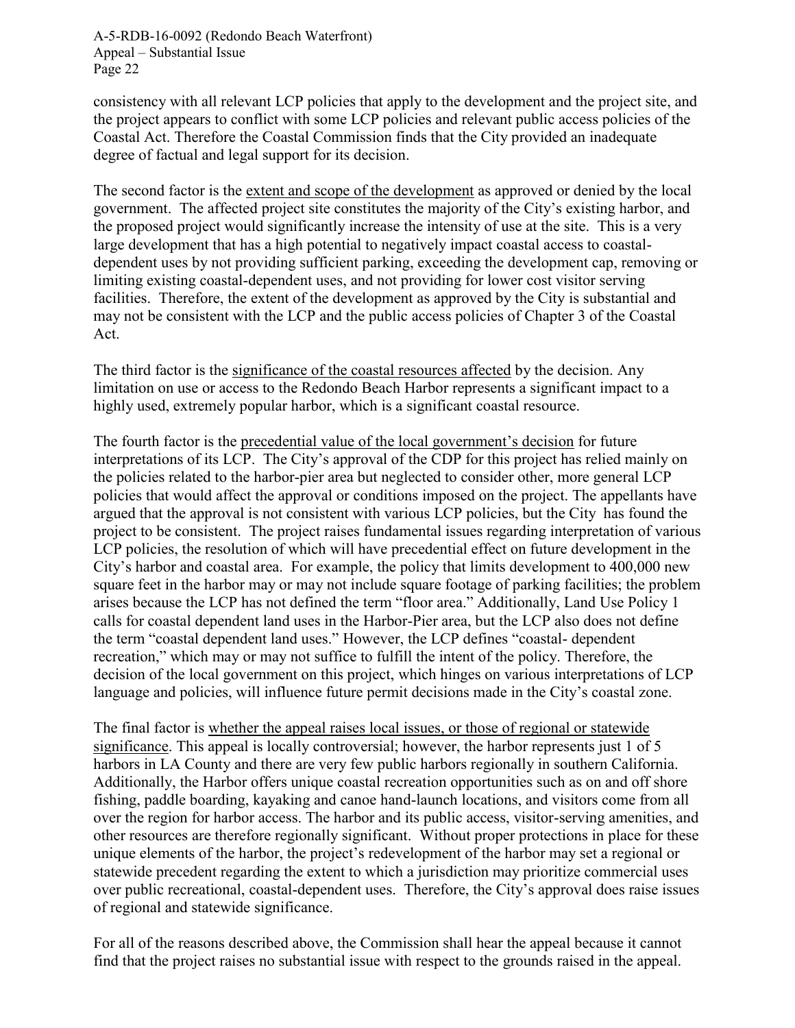consistency with all relevant LCP policies that apply to the development and the project site, and the project appears to conflict with some LCP policies and relevant public access policies of the Coastal Act. Therefore the Coastal Commission finds that the City provided an inadequate degree of factual and legal support for its decision.

The second factor is the extent and scope of the development as approved or denied by the local government. The affected project site constitutes the majority of the City's existing harbor, and the proposed project would significantly increase the intensity of use at the site. This is a very large development that has a high potential to negatively impact coastal access to coastal-dependent uses by not providing sufficient parking, exceeding the development cap, removing or limiting existing coastal-dependent uses, and not providing for lower cost visitor serving facilities. Therefore, the extent of the development as approved by the City is substantial and may not be consistent with the LCP and the public access policies of Chapter 3 of the Coastal Act.

The third factor is the significance of the coastal resources affected by the decision. Any limitation on use or access to the Redondo Beach Harbor represents a significant impact to a highly used, extremely popular harbor, which is a significant coastal resource.

The fourth factor is the precedential value of the local government's decision for future interpretations of its LCP. The City's approval of the CDP for this project has relied mainly on the policies related to the harbor-pier area but neglected to consider other, more general LCP policies that would affect the approval or conditions imposed on the project. The appellants have argued that the approval is not consistent with various LCP policies, but the City has found the project to be consistent. The project raises fundamental issues regarding interpretation of various LCP policies, the resolution of which will have precedential effect on future development in the City's harbor and coastal area. For example, the policy that limits development to 400,000 new square feet in the harbor may or may not include square footage of parking facilities; the problem arises because the LCP has not defined the term "floor area." Additionally, Land Use Policy 1 calls for coastal dependent land uses in the Harbor-Pier area, but the LCP also does not define the term "coastal dependent land uses." However, the LCP defines "coastal- dependent recreation," which may or may not suffice to fulfill the intent of the policy. Therefore, the decision of the local government on this project, which hinges on various interpretations of LCP language and policies, will influence future permit decisions made in the City's coastal zone.

The final factor is whether the appeal raises local issues, or those of regional or statewide significance. This appeal is locally controversial; however, the harbor represents just 1 of 5 harbors in LA County and there are very few public harbors regionally in southern California. Additionally, the Harbor offers unique coastal recreation opportunities such as on and off shore fishing, paddle boarding, kayaking and canoe hand-launch locations, and visitors come from all over the region for harbor access. The harbor and its public access, visitor-serving amenities, and other resources are therefore regionally significant. Without proper protections in place for these unique elements of the harbor, the project's redevelopment of the harbor may set a regional or statewide precedent regarding the extent to which a jurisdiction may prioritize commercial uses over public recreational, coastal-dependent uses. Therefore, the City's approval does raise issues of regional and statewide significance.

For all of the reasons described above, the Commission shall hear the appeal because it cannot find that the project raises no substantial issue with respect to the grounds raised in the appeal.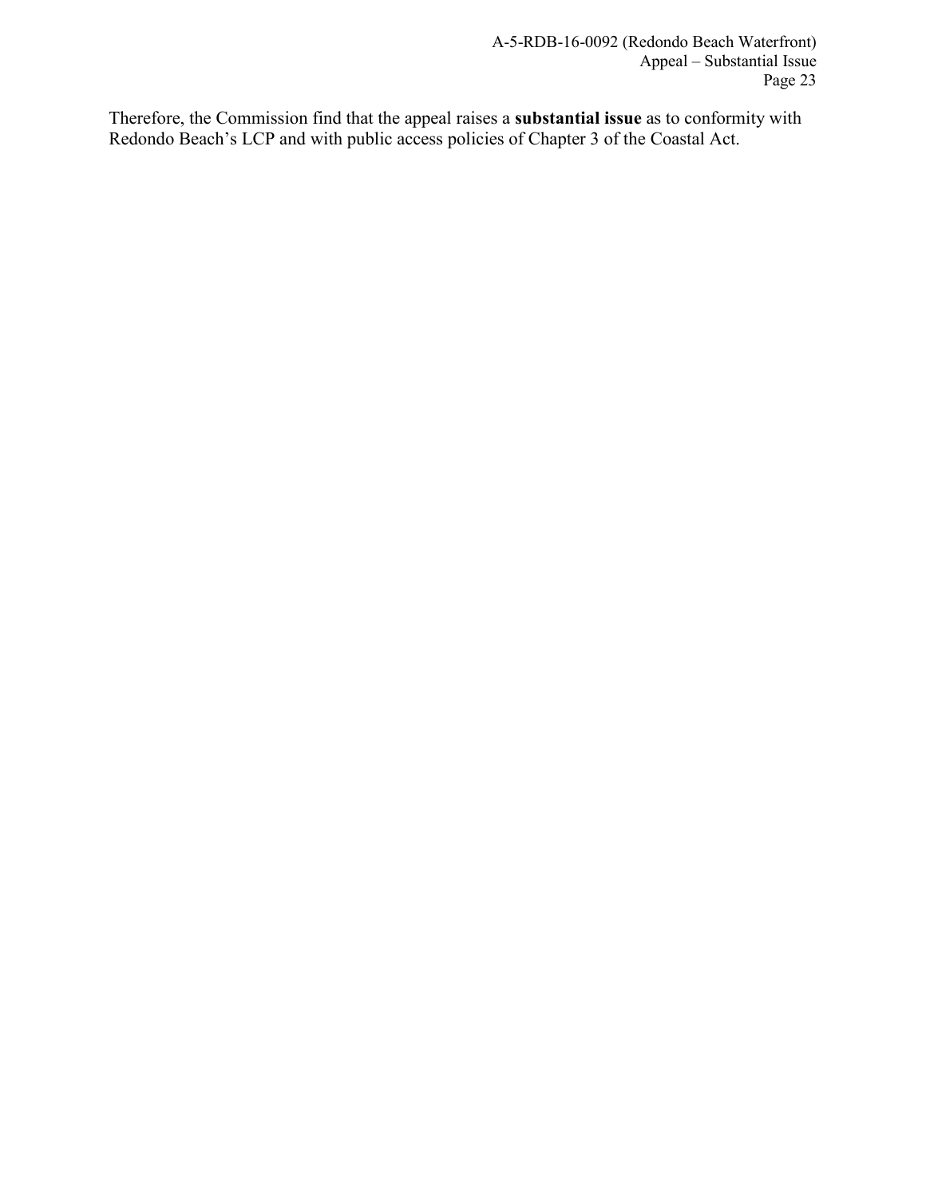Therefore, the Commission find that the appeal raises a **substantial issue** as to conformity with Redondo Beach's LCP and with public access policies of Chapter 3 of the Coastal Act.